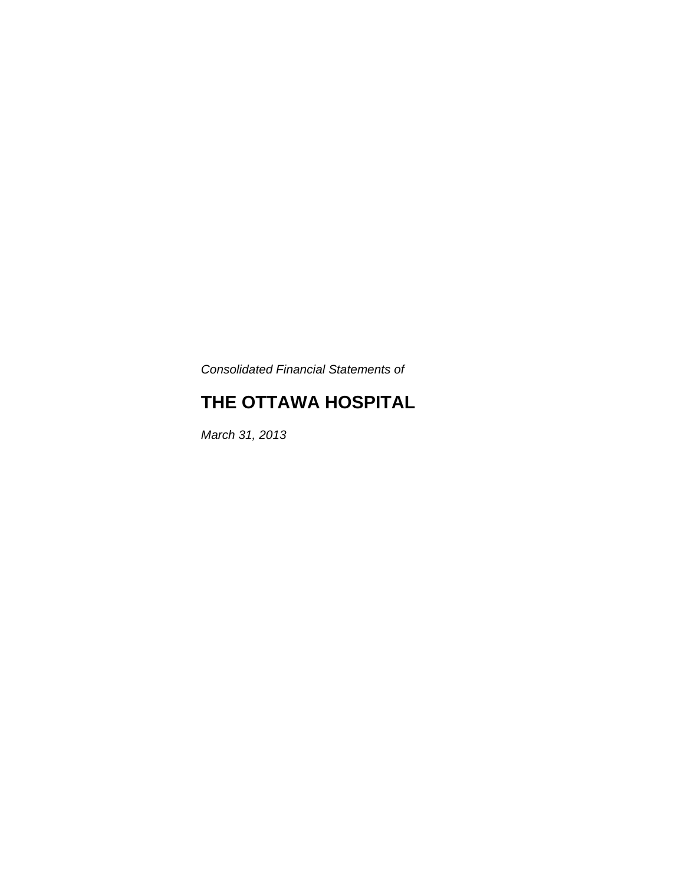*Consolidated Financial Statements of*

# THE OTTAWA HOSPITAL

*March 31, 2013*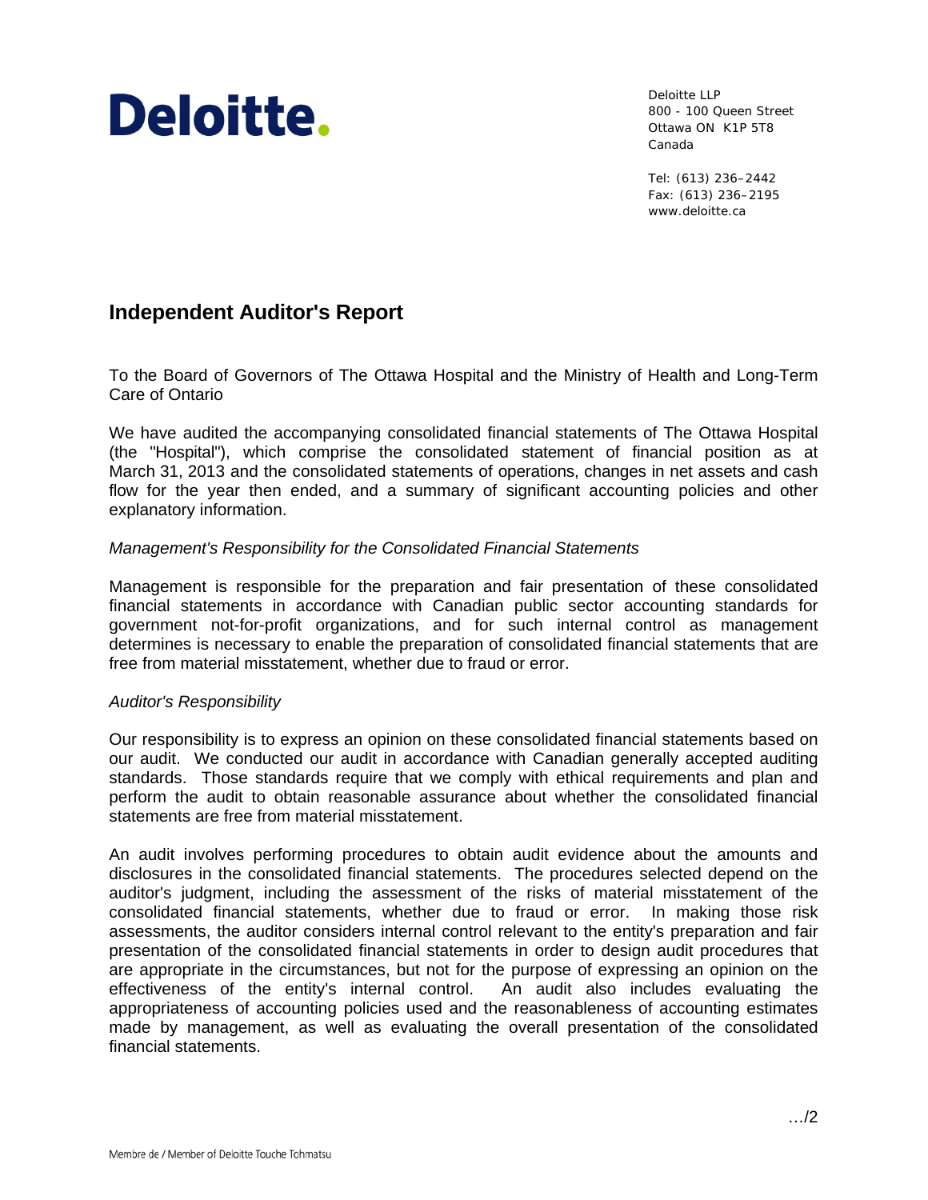Deloitte.

Deloitte LLP
800 - 100 Queen Street
Ottawa ON K1P 5T8
Canada

Tel: (613) 236–2442
Fax: (613) 236–2195
www.deloitte.ca

# Independent Auditor's Report

To the Board of Governors of The Ottawa Hospital and the Ministry of Health and Long-Term Care of Ontario

We have audited the accompanying consolidated financial statements of The Ottawa Hospital (the "Hospital"), which comprise the consolidated statement of financial position as at March 31, 2013 and the consolidated statements of operations, changes in net assets and cash flow for the year then ended, and a summary of significant accounting policies and other explanatory information.

*Management's Responsibility for the Consolidated Financial Statements*

Management is responsible for the preparation and fair presentation of these consolidated financial statements in accordance with Canadian public sector accounting standards for government not-for-profit organizations, and for such internal control as management determines is necessary to enable the preparation of consolidated financial statements that are free from material misstatement, whether due to fraud or error.

*Auditor's Responsibility*

Our responsibility is to express an opinion on these consolidated financial statements based on our audit. We conducted our audit in accordance with Canadian generally accepted auditing standards. Those standards require that we comply with ethical requirements and plan and perform the audit to obtain reasonable assurance about whether the consolidated financial statements are free from material misstatement.

An audit involves performing procedures to obtain audit evidence about the amounts and disclosures in the consolidated financial statements. The procedures selected depend on the auditor's judgment, including the assessment of the risks of material misstatement of the consolidated financial statements, whether due to fraud or error. In making those risk assessments, the auditor considers internal control relevant to the entity's preparation and fair presentation of the consolidated financial statements in order to design audit procedures that are appropriate in the circumstances, but not for the purpose of expressing an opinion on the effectiveness of the entity's internal control. An audit also includes evaluating the appropriateness of accounting policies used and the reasonableness of accounting estimates made by management, as well as evaluating the overall presentation of the consolidated financial statements.

…/2

Membre de / Member of Deloitte Touche Tohmatsu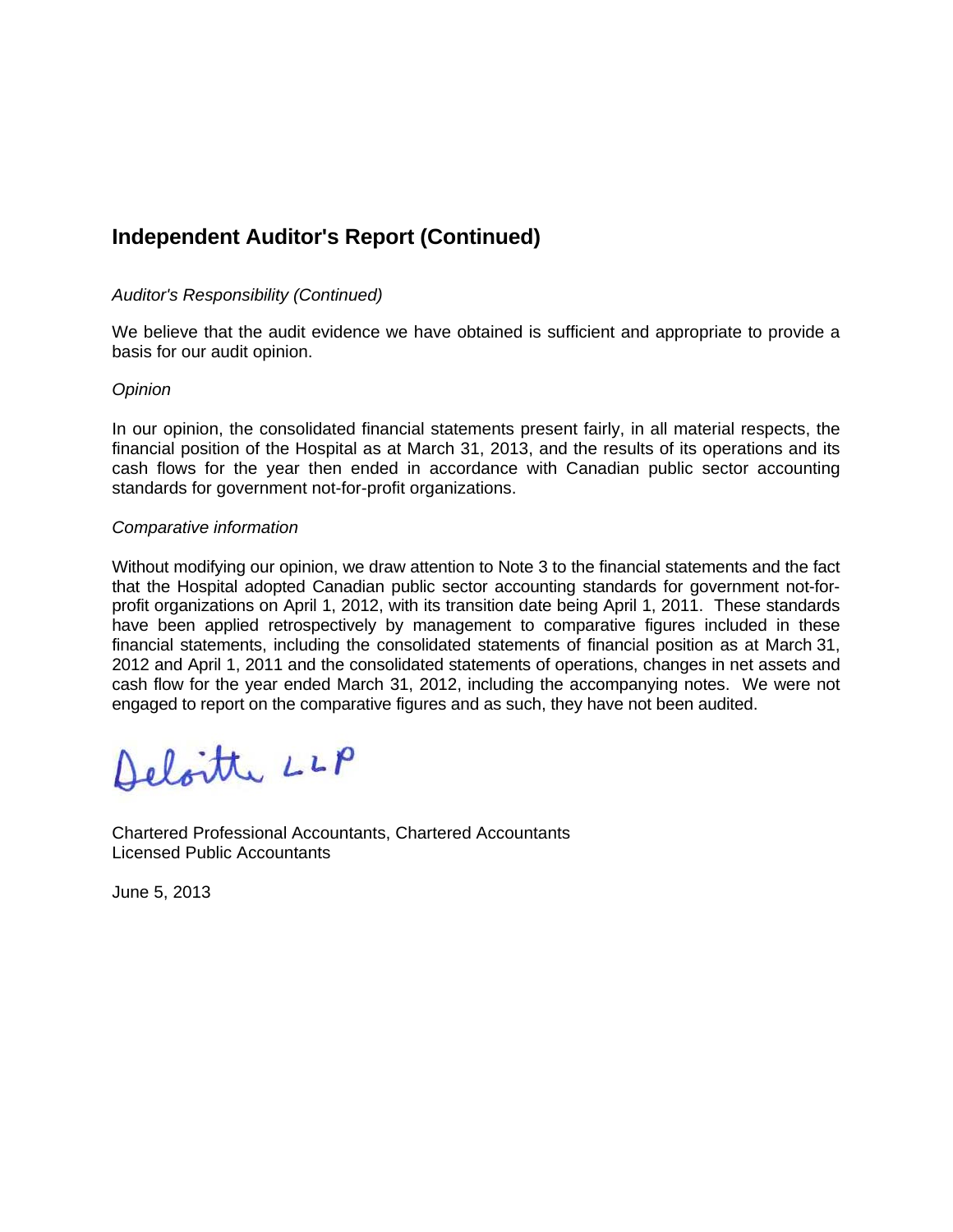## Independent Auditor's Report (Continued)

*Auditor's Responsibility (Continued)*

We believe that the audit evidence we have obtained is sufficient and appropriate to provide a basis for our audit opinion.

*Opinion*

In our opinion, the consolidated financial statements present fairly, in all material respects, the financial position of the Hospital as at March 31, 2013, and the results of its operations and its cash flows for the year then ended in accordance with Canadian public sector accounting standards for government not-for-profit organizations.

*Comparative information*

Without modifying our opinion, we draw attention to Note 3 to the financial statements and the fact that the Hospital adopted Canadian public sector accounting standards for government not-for-profit organizations on April 1, 2012, with its transition date being April 1, 2011. These standards have been applied retrospectively by management to comparative figures included in these financial statements, including the consolidated statements of financial position as at March 31, 2012 and April 1, 2011 and the consolidated statements of operations, changes in net assets and cash flow for the year ended March 31, 2012, including the accompanying notes. We were not engaged to report on the comparative figures and as such, they have not been audited.

Deloitte LLP

Chartered Professional Accountants, Chartered Accountants
Licensed Public Accountants

June 5, 2013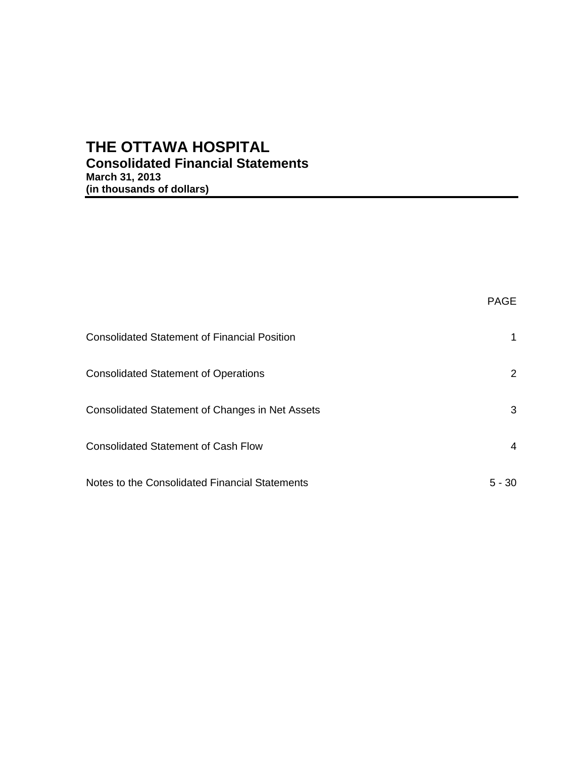# THE OTTAWA HOSPITAL

## Consolidated Financial Statements

**March 31, 2013**
**(in thousands of dollars)**

| | PAGE |
|---|---|
| Consolidated Statement of Financial Position | 1 |
| Consolidated Statement of Operations | 2 |
| Consolidated Statement of Changes in Net Assets | 3 |
| Consolidated Statement of Cash Flow | 4 |
| Notes to the Consolidated Financial Statements | 5 - 30 |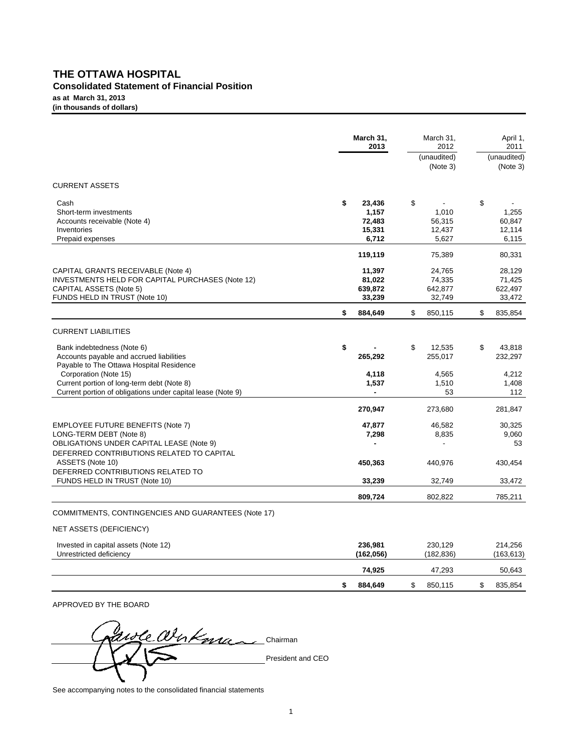# THE OTTAWA HOSPITAL

## Consolidated Statement of Financial Position

**as at March 31, 2013**
**(in thousands of dollars)**

| | March 31, 2013 | March 31, 2012 (unaudited) (Note 3) | April 1, 2011 (unaudited) (Note 3) |
|---|---|---|---|
| CURRENT ASSETS | | | |
| Cash | **$ 23,436** | $ - | $ - |
| Short-term investments | **1,157** | 1,010 | 1,255 |
| Accounts receivable (Note 4) | **72,483** | 56,315 | 60,847 |
| Inventories | **15,331** | 12,437 | 12,114 |
| Prepaid expenses | **6,712** | 5,627 | 6,115 |
| | **119,119** | 75,389 | 80,331 |
| CAPITAL GRANTS RECEIVABLE (Note 4) | **11,397** | 24,765 | 28,129 |
| INVESTMENTS HELD FOR CAPITAL PURCHASES (Note 12) | **81,022** | 74,335 | 71,425 |
| CAPITAL ASSETS (Note 5) | **639,872** | 642,877 | 622,497 |
| FUNDS HELD IN TRUST (Note 10) | **33,239** | 32,749 | 33,472 |
| | **$ 884,649** | $ 850,115 | $ 835,854 |
| CURRENT LIABILITIES | | | |
| Bank indebtedness (Note 6) | **$ -** | $ 12,535 | $ 43,818 |
| Accounts payable and accrued liabilities | **265,292** | 255,017 | 232,297 |
| Payable to The Ottawa Hospital Residence Corporation (Note 15) | **4,118** | 4,565 | 4,212 |
| Current portion of long-term debt (Note 8) | **1,537** | 1,510 | 1,408 |
| Current portion of obligations under capital lease (Note 9) | **-** | 53 | 112 |
| | **270,947** | 273,680 | 281,847 |
| EMPLOYEE FUTURE BENEFITS (Note 7) | **47,877** | 46,582 | 30,325 |
| LONG-TERM DEBT (Note 8) | **7,298** | 8,835 | 9,060 |
| OBLIGATIONS UNDER CAPITAL LEASE (Note 9) | **-** | - | 53 |
| DEFERRED CONTRIBUTIONS RELATED TO CAPITAL ASSETS (Note 10) | **450,363** | 440,976 | 430,454 |
| DEFERRED CONTRIBUTIONS RELATED TO FUNDS HELD IN TRUST (Note 10) | **33,239** | 32,749 | 33,472 |
| | **809,724** | 802,822 | 785,211 |
| COMMITMENTS, CONTINGENCIES AND GUARANTEES (Note 17) | | | |
| NET ASSETS (DEFICIENCY) | | | |
| Invested in capital assets (Note 12) | **236,981** | 230,129 | 214,256 |
| Unrestricted deficiency | **(162,056)** | (182,836) | (163,613) |
| | **74,925** | 47,293 | 50,643 |
| | **$ 884,649** | $ 850,115 | $ 835,854 |

APPROVED BY THE BOARD

Chairman

President and CEO

See accompanying notes to the consolidated financial statements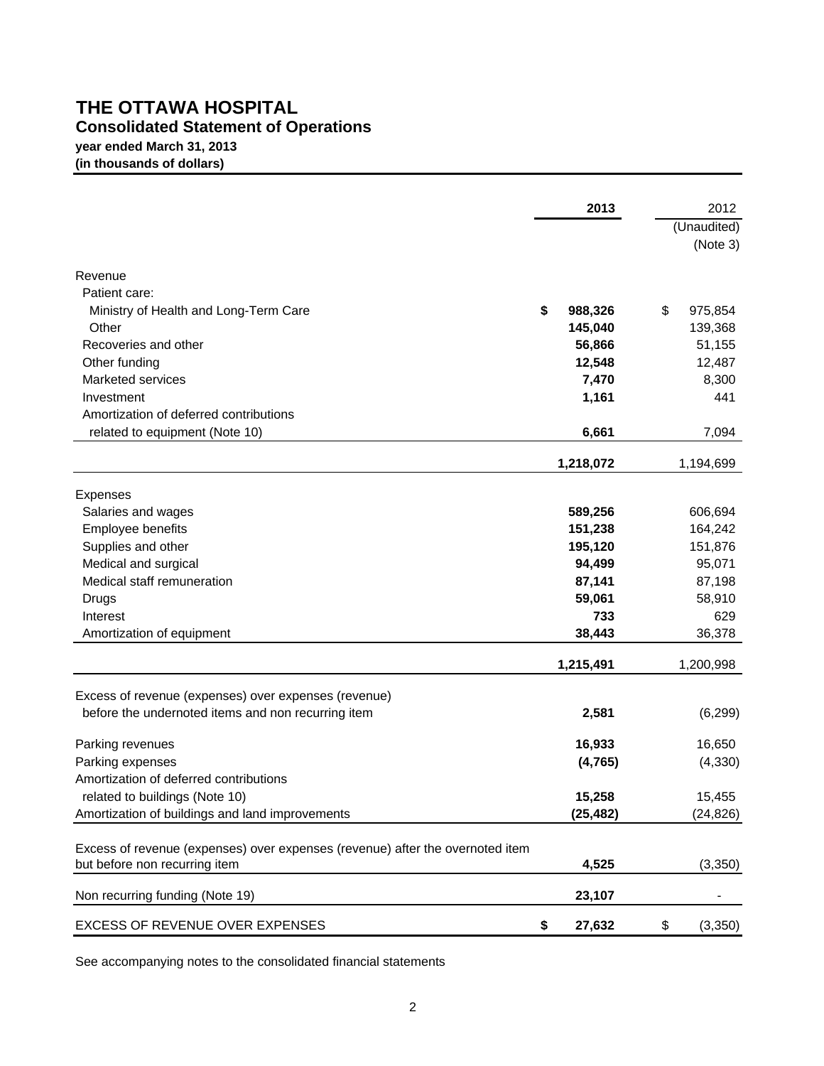# THE OTTAWA HOSPITAL

## Consolidated Statement of Operations

**year ended March 31, 2013**
**(in thousands of dollars)**

| | 2013 | 2012 (Unaudited) (Note 3) |
|---|---|---|
| Revenue | | |
| Patient care: | | |
| Ministry of Health and Long-Term Care | **$ 988,326** | $ 975,854 |
| Other | **145,040** | 139,368 |
| Recoveries and other | **56,866** | 51,155 |
| Other funding | **12,548** | 12,487 |
| Marketed services | **7,470** | 8,300 |
| Investment | **1,161** | 441 |
| Amortization of deferred contributions related to equipment (Note 10) | **6,661** | 7,094 |
| | **1,218,072** | 1,194,699 |
| Expenses | | |
| Salaries and wages | **589,256** | 606,694 |
| Employee benefits | **151,238** | 164,242 |
| Supplies and other | **195,120** | 151,876 |
| Medical and surgical | **94,499** | 95,071 |
| Medical staff remuneration | **87,141** | 87,198 |
| Drugs | **59,061** | 58,910 |
| Interest | **733** | 629 |
| Amortization of equipment | **38,443** | 36,378 |
| | **1,215,491** | 1,200,998 |
| Excess of revenue (expenses) over expenses (revenue) before the undernoted items and non recurring item | **2,581** | (6,299) |
| Parking revenues | **16,933** | 16,650 |
| Parking expenses | **(4,765)** | (4,330) |
| Amortization of deferred contributions related to buildings (Note 10) | **15,258** | 15,455 |
| Amortization of buildings and land improvements | **(25,482)** | (24,826) |
| Excess of revenue (expenses) over expenses (revenue) after the overnoted item but before non recurring item | **4,525** | (3,350) |
| Non recurring funding (Note 19) | **23,107** | - |
| EXCESS OF REVENUE OVER EXPENSES | **$ 27,632** | $ (3,350) |

See accompanying notes to the consolidated financial statements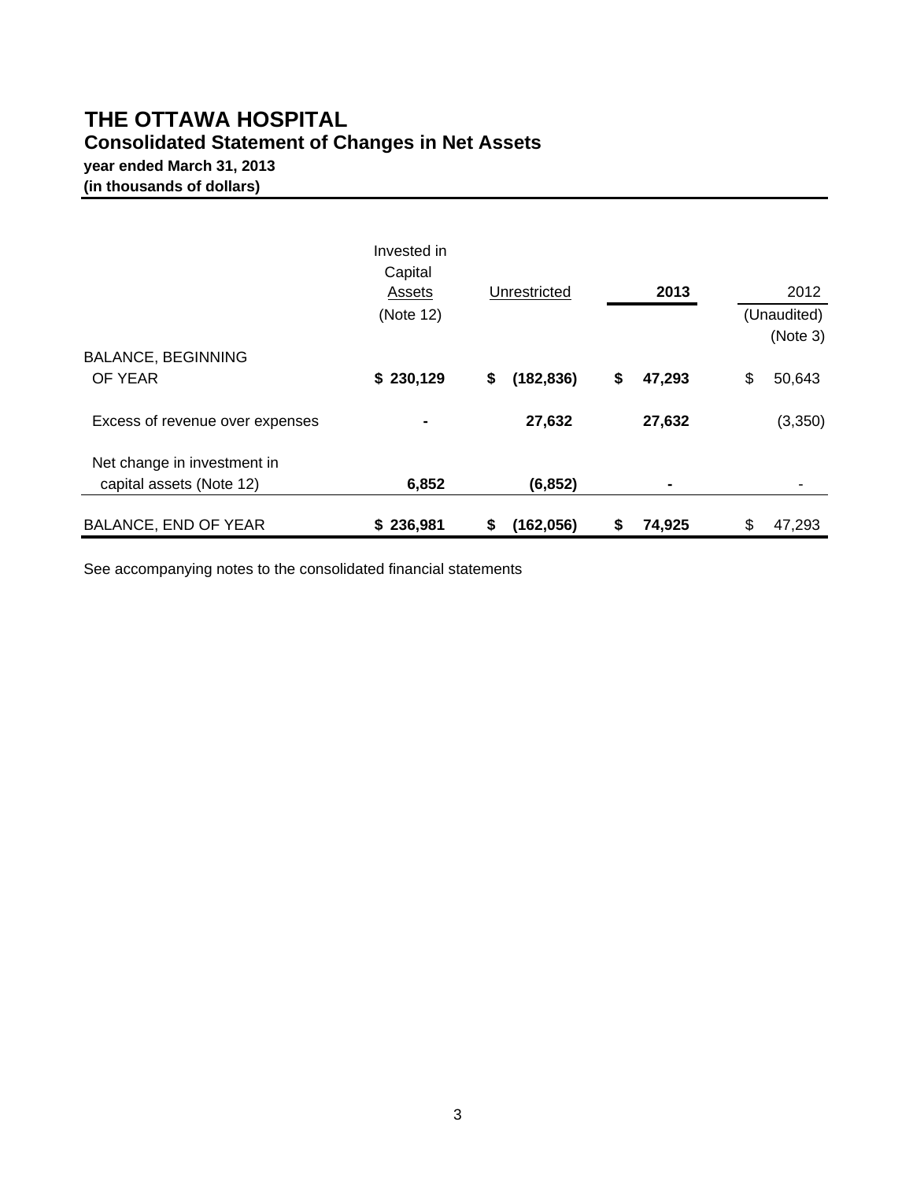# THE OTTAWA HOSPITAL

## Consolidated Statement of Changes in Net Assets

**year ended March 31, 2013**
**(in thousands of dollars)**

| | Invested in Capital Assets (Note 12) | Unrestricted | **2013** | 2012 (Unaudited) (Note 3) |
|---|---|---|---|---|
| BALANCE, BEGINNING OF YEAR | **$ 230,129** | **$ (182,836)** | **$ 47,293** | $ 50,643 |
| Excess of revenue over expenses | **-** | **27,632** | **27,632** | (3,350) |
| Net change in investment in capital assets (Note 12) | **6,852** | **(6,852)** | **-** | - |
| BALANCE, END OF YEAR | **$ 236,981** | **$ (162,056)** | **$ 74,925** | $ 47,293 |

See accompanying notes to the consolidated financial statements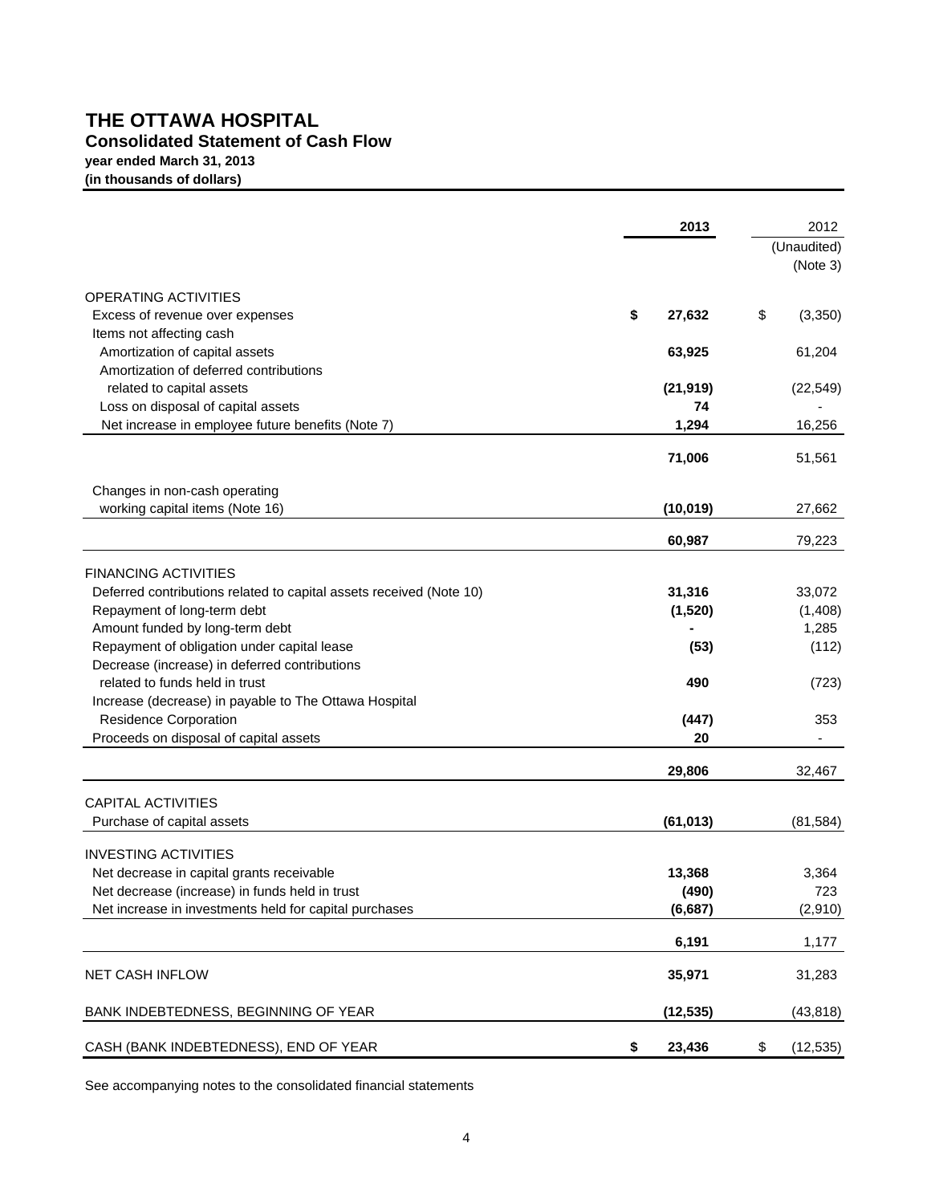# THE OTTAWA HOSPITAL

## Consolidated Statement of Cash Flow

**year ended March 31, 2013**
**(in thousands of dollars)**

| | 2013 | 2012 (Unaudited) (Note 3) |
|---|---|---|
| OPERATING ACTIVITIES | | |
| Excess of revenue over expenses | $ 27,632 | $ (3,350) |
| Items not affecting cash | | |
| Amortization of capital assets | 63,925 | 61,204 |
| Amortization of deferred contributions related to capital assets | (21,919) | (22,549) |
| Loss on disposal of capital assets | 74 | - |
| Net increase in employee future benefits (Note 7) | 1,294 | 16,256 |
| | 71,006 | 51,561 |
| Changes in non-cash operating working capital items (Note 16) | (10,019) | 27,662 |
| | 60,987 | 79,223 |
| FINANCING ACTIVITIES | | |
| Deferred contributions related to capital assets received (Note 10) | 31,316 | 33,072 |
| Repayment of long-term debt | (1,520) | (1,408) |
| Amount funded by long-term debt | - | 1,285 |
| Repayment of obligation under capital lease | (53) | (112) |
| Decrease (increase) in deferred contributions related to funds held in trust | 490 | (723) |
| Increase (decrease) in payable to The Ottawa Hospital Residence Corporation | (447) | 353 |
| Proceeds on disposal of capital assets | 20 | - |
| | 29,806 | 32,467 |
| CAPITAL ACTIVITIES | | |
| Purchase of capital assets | (61,013) | (81,584) |
| INVESTING ACTIVITIES | | |
| Net decrease in capital grants receivable | 13,368 | 3,364 |
| Net decrease (increase) in funds held in trust | (490) | 723 |
| Net increase in investments held for capital purchases | (6,687) | (2,910) |
| | 6,191 | 1,177 |
| NET CASH INFLOW | 35,971 | 31,283 |
| BANK INDEBTEDNESS, BEGINNING OF YEAR | (12,535) | (43,818) |
| CASH (BANK INDEBTEDNESS), END OF YEAR | $ 23,436 | $ (12,535) |

See accompanying notes to the consolidated financial statements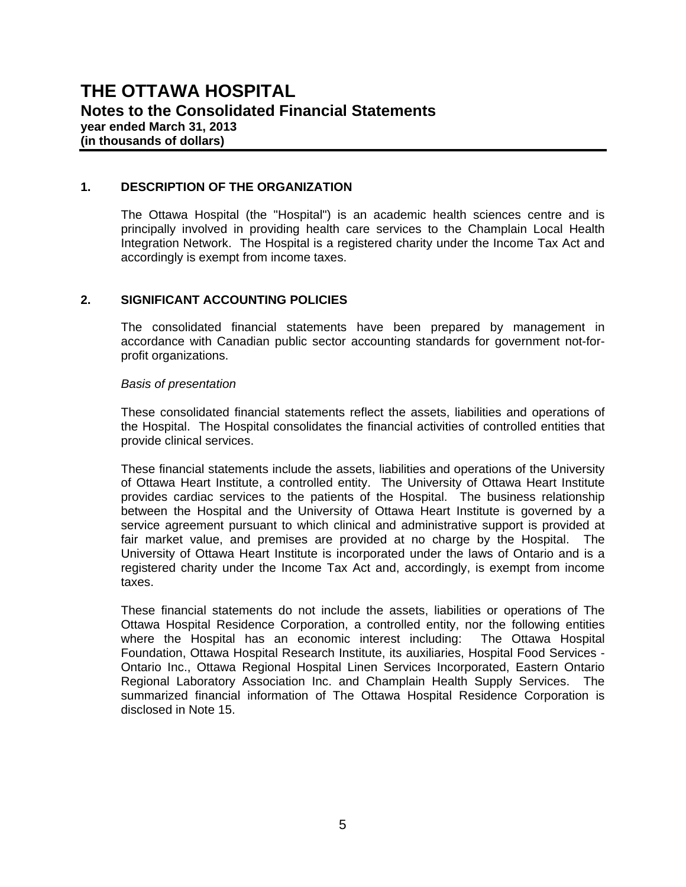# THE OTTAWA HOSPITAL

## Notes to the Consolidated Financial Statements

**year ended March 31, 2013**
**(in thousands of dollars)**

### 1. DESCRIPTION OF THE ORGANIZATION

The Ottawa Hospital (the "Hospital") is an academic health sciences centre and is principally involved in providing health care services to the Champlain Local Health Integration Network. The Hospital is a registered charity under the Income Tax Act and accordingly is exempt from income taxes.

### 2. SIGNIFICANT ACCOUNTING POLICIES

The consolidated financial statements have been prepared by management in accordance with Canadian public sector accounting standards for government not-for-profit organizations.

*Basis of presentation*

These consolidated financial statements reflect the assets, liabilities and operations of the Hospital. The Hospital consolidates the financial activities of controlled entities that provide clinical services.

These financial statements include the assets, liabilities and operations of the University of Ottawa Heart Institute, a controlled entity. The University of Ottawa Heart Institute provides cardiac services to the patients of the Hospital. The business relationship between the Hospital and the University of Ottawa Heart Institute is governed by a service agreement pursuant to which clinical and administrative support is provided at fair market value, and premises are provided at no charge by the Hospital. The University of Ottawa Heart Institute is incorporated under the laws of Ontario and is a registered charity under the Income Tax Act and, accordingly, is exempt from income taxes.

These financial statements do not include the assets, liabilities or operations of The Ottawa Hospital Residence Corporation, a controlled entity, nor the following entities where the Hospital has an economic interest including: The Ottawa Hospital Foundation, Ottawa Hospital Research Institute, its auxiliaries, Hospital Food Services - Ontario Inc., Ottawa Regional Hospital Linen Services Incorporated, Eastern Ontario Regional Laboratory Association Inc. and Champlain Health Supply Services. The summarized financial information of The Ottawa Hospital Residence Corporation is disclosed in Note 15.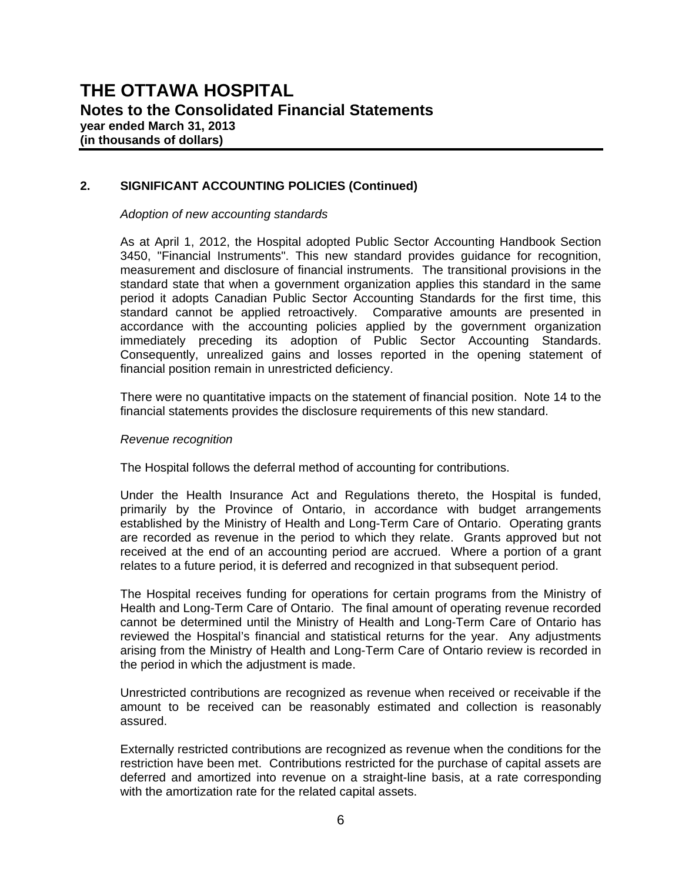## 2. SIGNIFICANT ACCOUNTING POLICIES (Continued)

*Adoption of new accounting standards*

As at April 1, 2012, the Hospital adopted Public Sector Accounting Handbook Section 3450, "Financial Instruments". This new standard provides guidance for recognition, measurement and disclosure of financial instruments. The transitional provisions in the standard state that when a government organization applies this standard in the same period it adopts Canadian Public Sector Accounting Standards for the first time, this standard cannot be applied retroactively. Comparative amounts are presented in accordance with the accounting policies applied by the government organization immediately preceding its adoption of Public Sector Accounting Standards. Consequently, unrealized gains and losses reported in the opening statement of financial position remain in unrestricted deficiency.

There were no quantitative impacts on the statement of financial position. Note 14 to the financial statements provides the disclosure requirements of this new standard.

*Revenue recognition*

The Hospital follows the deferral method of accounting for contributions.

Under the Health Insurance Act and Regulations thereto, the Hospital is funded, primarily by the Province of Ontario, in accordance with budget arrangements established by the Ministry of Health and Long-Term Care of Ontario. Operating grants are recorded as revenue in the period to which they relate. Grants approved but not received at the end of an accounting period are accrued. Where a portion of a grant relates to a future period, it is deferred and recognized in that subsequent period.

The Hospital receives funding for operations for certain programs from the Ministry of Health and Long-Term Care of Ontario. The final amount of operating revenue recorded cannot be determined until the Ministry of Health and Long-Term Care of Ontario has reviewed the Hospital's financial and statistical returns for the year. Any adjustments arising from the Ministry of Health and Long-Term Care of Ontario review is recorded in the period in which the adjustment is made.

Unrestricted contributions are recognized as revenue when received or receivable if the amount to be received can be reasonably estimated and collection is reasonably assured.

Externally restricted contributions are recognized as revenue when the conditions for the restriction have been met. Contributions restricted for the purchase of capital assets are deferred and amortized into revenue on a straight-line basis, at a rate corresponding with the amortization rate for the related capital assets.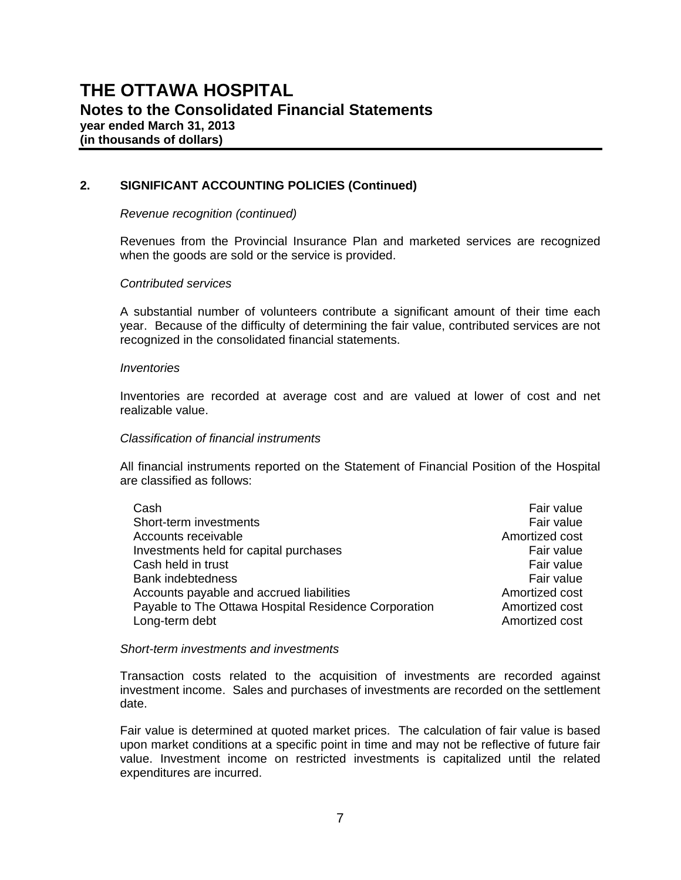# THE OTTAWA HOSPITAL

## Notes to the Consolidated Financial Statements

**year ended March 31, 2013**
**(in thousands of dollars)**

### 2. SIGNIFICANT ACCOUNTING POLICIES (Continued)

*Revenue recognition (continued)*

Revenues from the Provincial Insurance Plan and marketed services are recognized when the goods are sold or the service is provided.

*Contributed services*

A substantial number of volunteers contribute a significant amount of their time each year. Because of the difficulty of determining the fair value, contributed services are not recognized in the consolidated financial statements.

*Inventories*

Inventories are recorded at average cost and are valued at lower of cost and net realizable value.

*Classification of financial instruments*

All financial instruments reported on the Statement of Financial Position of the Hospital are classified as follows:

| | |
|---|---|
| Cash | Fair value |
| Short-term investments | Fair value |
| Accounts receivable | Amortized cost |
| Investments held for capital purchases | Fair value |
| Cash held in trust | Fair value |
| Bank indebtedness | Fair value |
| Accounts payable and accrued liabilities | Amortized cost |
| Payable to The Ottawa Hospital Residence Corporation | Amortized cost |
| Long-term debt | Amortized cost |

*Short-term investments and investments*

Transaction costs related to the acquisition of investments are recorded against investment income. Sales and purchases of investments are recorded on the settlement date.

Fair value is determined at quoted market prices. The calculation of fair value is based upon market conditions at a specific point in time and may not be reflective of future fair value. Investment income on restricted investments is capitalized until the related expenditures are incurred.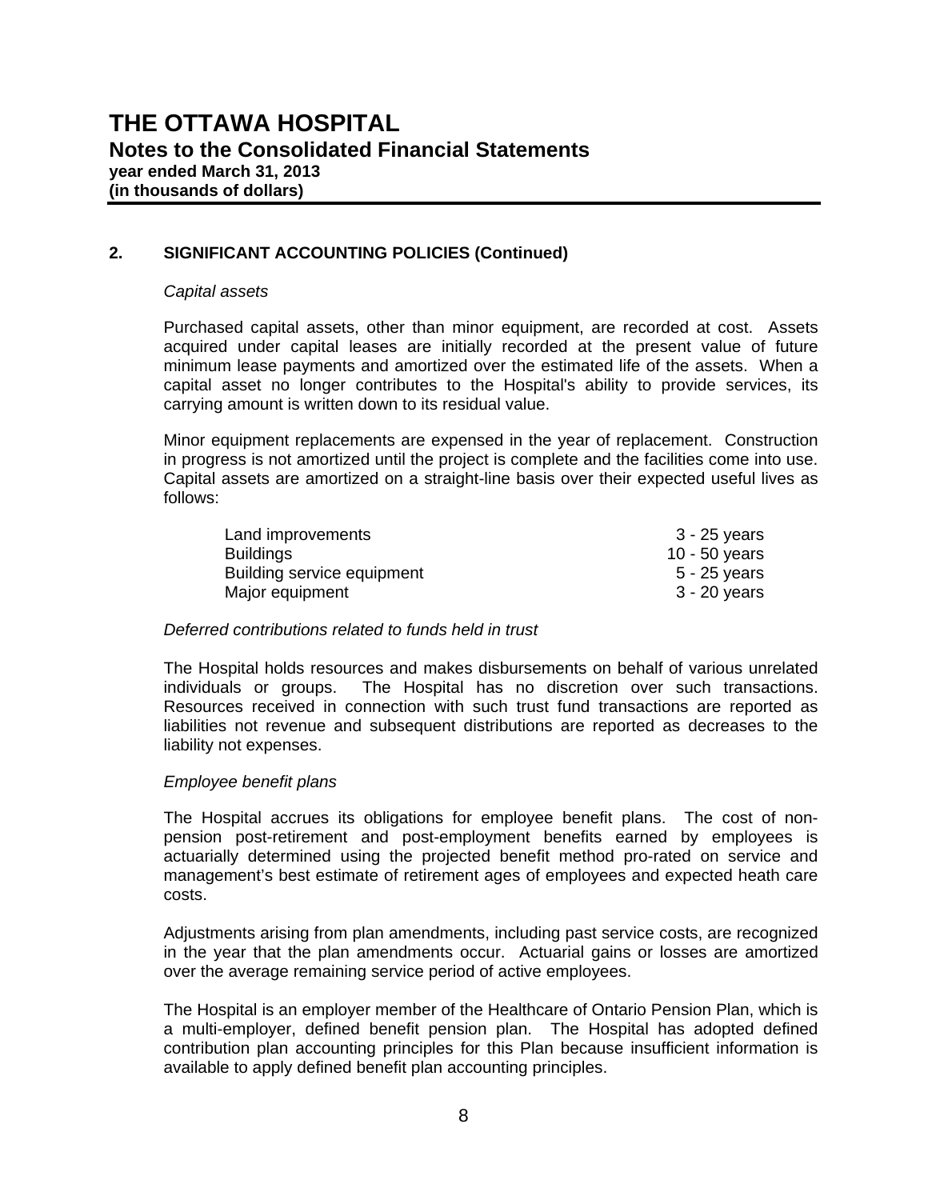# THE OTTAWA HOSPITAL

## Notes to the Consolidated Financial Statements

**year ended March 31, 2013**
**(in thousands of dollars)**

### 2. SIGNIFICANT ACCOUNTING POLICIES (Continued)

*Capital assets*

Purchased capital assets, other than minor equipment, are recorded at cost. Assets acquired under capital leases are initially recorded at the present value of future minimum lease payments and amortized over the estimated life of the assets. When a capital asset no longer contributes to the Hospital's ability to provide services, its carrying amount is written down to its residual value.

Minor equipment replacements are expensed in the year of replacement. Construction in progress is not amortized until the project is complete and the facilities come into use. Capital assets are amortized on a straight-line basis over their expected useful lives as follows:

| | |
|---|---|
| Land improvements | 3 - 25 years |
| Buildings | 10 - 50 years |
| Building service equipment | 5 - 25 years |
| Major equipment | 3 - 20 years |

*Deferred contributions related to funds held in trust*

The Hospital holds resources and makes disbursements on behalf of various unrelated individuals or groups. The Hospital has no discretion over such transactions. Resources received in connection with such trust fund transactions are reported as liabilities not revenue and subsequent distributions are reported as decreases to the liability not expenses.

*Employee benefit plans*

The Hospital accrues its obligations for employee benefit plans. The cost of non-pension post-retirement and post-employment benefits earned by employees is actuarially determined using the projected benefit method pro-rated on service and management's best estimate of retirement ages of employees and expected heath care costs.

Adjustments arising from plan amendments, including past service costs, are recognized in the year that the plan amendments occur. Actuarial gains or losses are amortized over the average remaining service period of active employees.

The Hospital is an employer member of the Healthcare of Ontario Pension Plan, which is a multi-employer, defined benefit pension plan. The Hospital has adopted defined contribution plan accounting principles for this Plan because insufficient information is available to apply defined benefit plan accounting principles.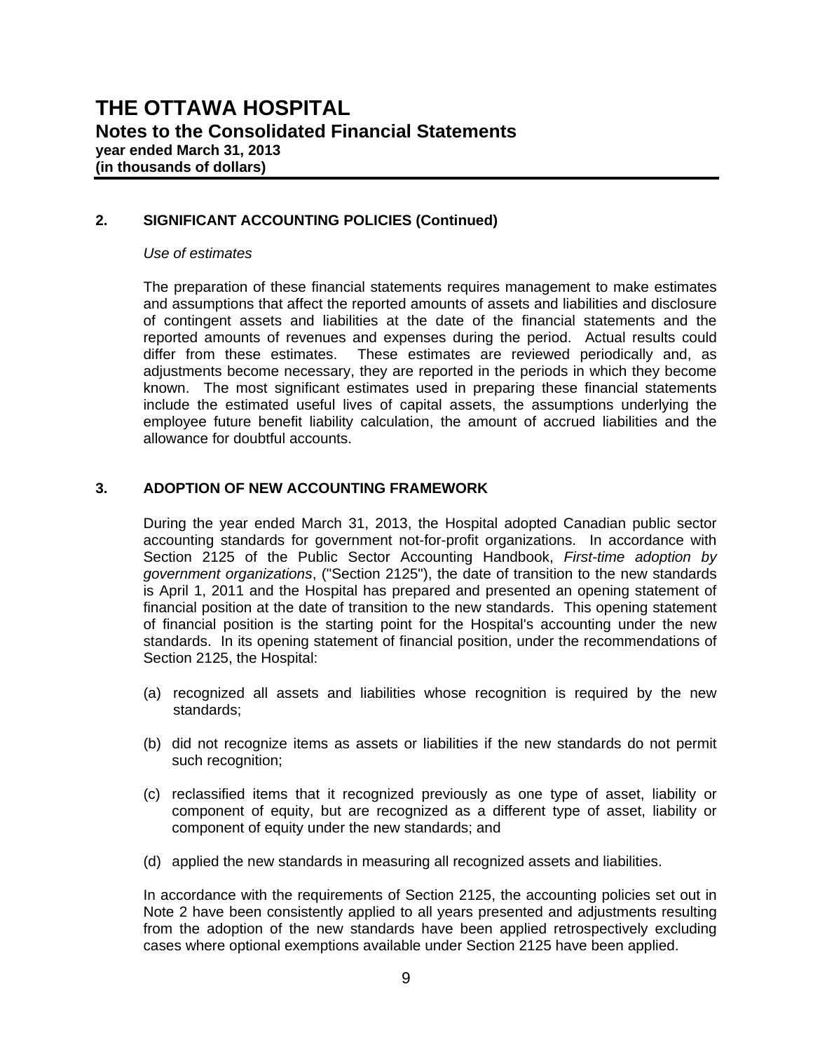# THE OTTAWA HOSPITAL

## Notes to the Consolidated Financial Statements

**year ended March 31, 2013**
**(in thousands of dollars)**

### 2. SIGNIFICANT ACCOUNTING POLICIES (Continued)

*Use of estimates*

The preparation of these financial statements requires management to make estimates and assumptions that affect the reported amounts of assets and liabilities and disclosure of contingent assets and liabilities at the date of the financial statements and the reported amounts of revenues and expenses during the period. Actual results could differ from these estimates. These estimates are reviewed periodically and, as adjustments become necessary, they are reported in the periods in which they become known. The most significant estimates used in preparing these financial statements include the estimated useful lives of capital assets, the assumptions underlying the employee future benefit liability calculation, the amount of accrued liabilities and the allowance for doubtful accounts.

### 3. ADOPTION OF NEW ACCOUNTING FRAMEWORK

During the year ended March 31, 2013, the Hospital adopted Canadian public sector accounting standards for government not-for-profit organizations. In accordance with Section 2125 of the Public Sector Accounting Handbook, *First-time adoption by government organizations*, ("Section 2125"), the date of transition to the new standards is April 1, 2011 and the Hospital has prepared and presented an opening statement of financial position at the date of transition to the new standards. This opening statement of financial position is the starting point for the Hospital's accounting under the new standards. In its opening statement of financial position, under the recommendations of Section 2125, the Hospital:

(a) recognized all assets and liabilities whose recognition is required by the new standards;

(b) did not recognize items as assets or liabilities if the new standards do not permit such recognition;

(c) reclassified items that it recognized previously as one type of asset, liability or component of equity, but are recognized as a different type of asset, liability or component of equity under the new standards; and

(d) applied the new standards in measuring all recognized assets and liabilities.

In accordance with the requirements of Section 2125, the accounting policies set out in Note 2 have been consistently applied to all years presented and adjustments resulting from the adoption of the new standards have been applied retrospectively excluding cases where optional exemptions available under Section 2125 have been applied.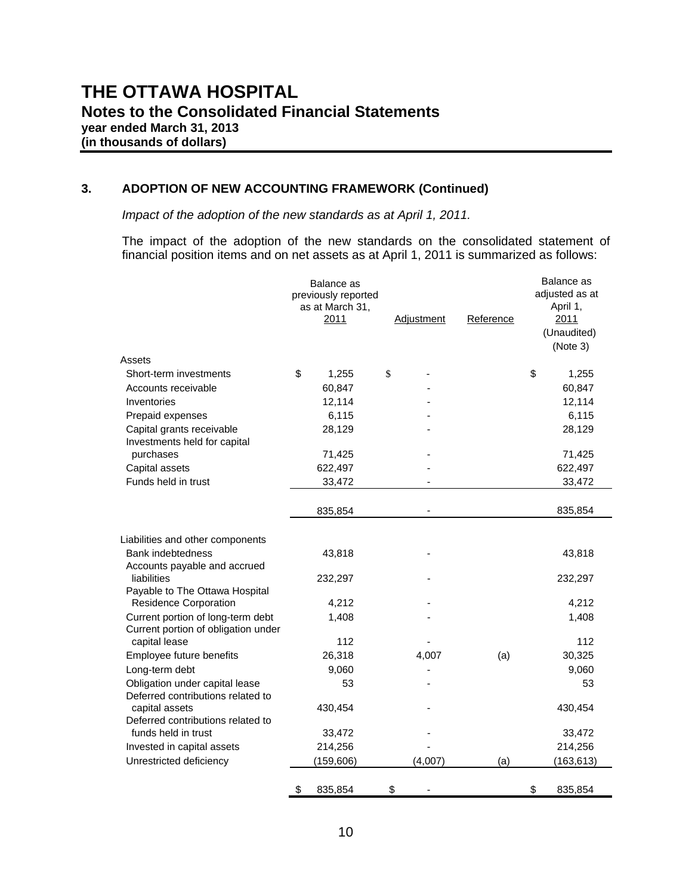# THE OTTAWA HOSPITAL
## Notes to the Consolidated Financial Statements
**year ended March 31, 2013**
**(in thousands of dollars)**

### 3. ADOPTION OF NEW ACCOUNTING FRAMEWORK (Continued)

*Impact of the adoption of the new standards as at April 1, 2011.*

The impact of the adoption of the new standards on the consolidated statement of financial position items and on net assets as at April 1, 2011 is summarized as follows:

| | Balance as previously reported as at March 31, 2011 | Adjustment | Reference | Balance as adjusted as at April 1, 2011 (Unaudited) (Note 3) |
|---|---|---|---|---|
| **Assets** | | | | |
| Short-term investments | $ 1,255 | $ - | | $ 1,255 |
| Accounts receivable | 60,847 | - | | 60,847 |
| Inventories | 12,114 | - | | 12,114 |
| Prepaid expenses | 6,115 | - | | 6,115 |
| Capital grants receivable | 28,129 | - | | 28,129 |
| Investments held for capital purchases | 71,425 | - | | 71,425 |
| Capital assets | 622,497 | - | | 622,497 |
| Funds held in trust | 33,472 | - | | 33,472 |
| | 835,854 | - | | 835,854 |
| **Liabilities and other components** | | | | |
| Bank indebtedness | 43,818 | - | | 43,818 |
| Accounts payable and accrued liabilities | 232,297 | - | | 232,297 |
| Payable to The Ottawa Hospital Residence Corporation | 4,212 | - | | 4,212 |
| Current portion of long-term debt | 1,408 | - | | 1,408 |
| Current portion of obligation under capital lease | 112 | - | | 112 |
| Employee future benefits | 26,318 | 4,007 | (a) | 30,325 |
| Long-term debt | 9,060 | - | | 9,060 |
| Obligation under capital lease | 53 | - | | 53 |
| Deferred contributions related to capital assets | 430,454 | - | | 430,454 |
| Deferred contributions related to funds held in trust | 33,472 | - | | 33,472 |
| Invested in capital assets | 214,256 | - | | 214,256 |
| Unrestricted deficiency | (159,606) | (4,007) | (a) | (163,613) |
| | $ 835,854 | $ - | | $ 835,854 |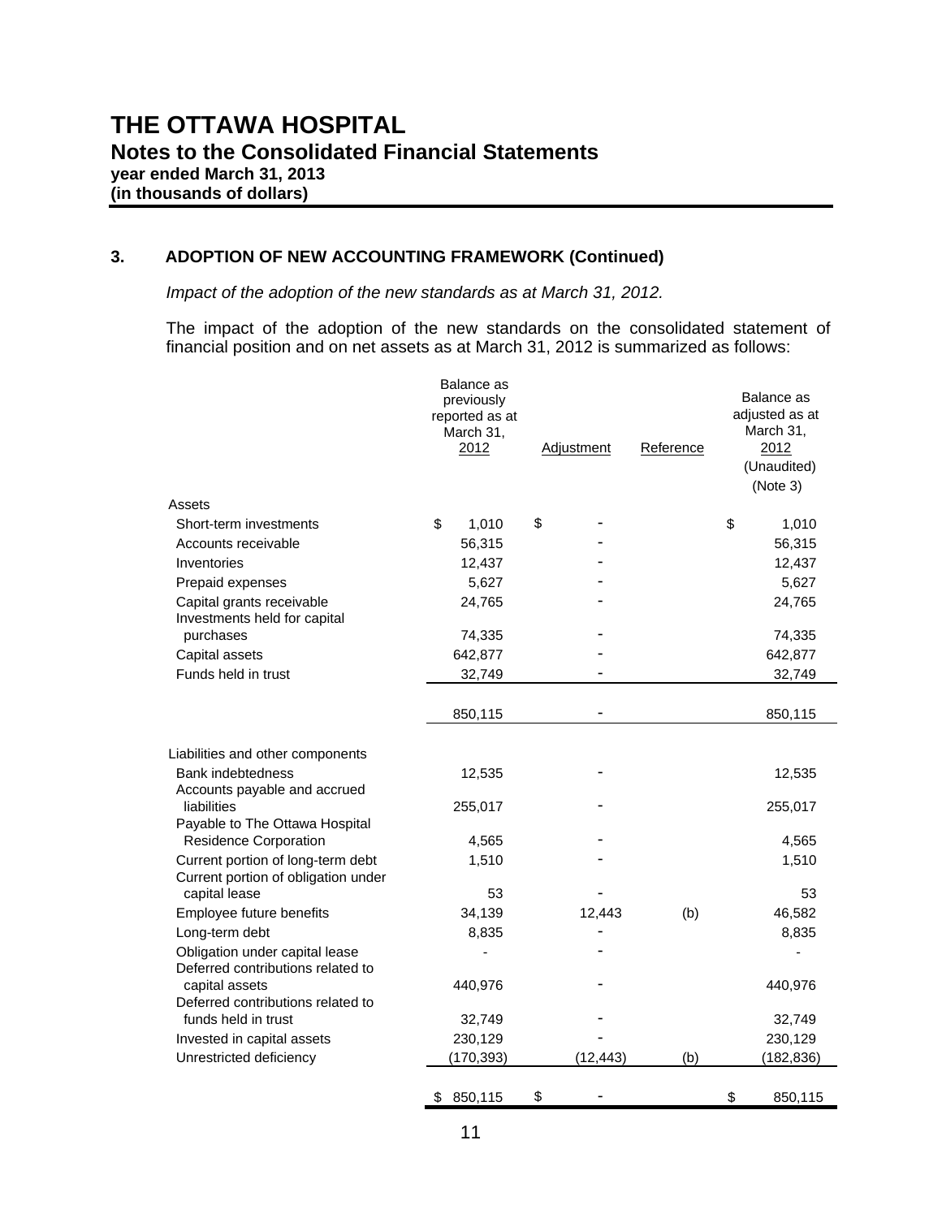# THE OTTAWA HOSPITAL

## Notes to the Consolidated Financial Statements

**year ended March 31, 2013**

**(in thousands of dollars)**

### 3. ADOPTION OF NEW ACCOUNTING FRAMEWORK (Continued)

*Impact of the adoption of the new standards as at March 31, 2012.*

The impact of the adoption of the new standards on the consolidated statement of financial position and on net assets as at March 31, 2012 is summarized as follows:

| | Balance as previously reported as at March 31, 2012 | Adjustment | Reference | Balance as adjusted as at March 31, 2012 (Unaudited) (Note 3) |
|---|---|---|---|---|
| **Assets** | | | | |
| Short-term investments | $ 1,010 | $ - | | $ 1,010 |
| Accounts receivable | 56,315 | - | | 56,315 |
| Inventories | 12,437 | - | | 12,437 |
| Prepaid expenses | 5,627 | - | | 5,627 |
| Capital grants receivable | 24,765 | - | | 24,765 |
| Investments held for capital purchases | 74,335 | - | | 74,335 |
| Capital assets | 642,877 | - | | 642,877 |
| Funds held in trust | 32,749 | - | | 32,749 |
| | 850,115 | - | | 850,115 |
| **Liabilities and other components** | | | | |
| Bank indebtedness | 12,535 | - | | 12,535 |
| Accounts payable and accrued liabilities | 255,017 | - | | 255,017 |
| Payable to The Ottawa Hospital Residence Corporation | 4,565 | - | | 4,565 |
| Current portion of long-term debt | 1,510 | - | | 1,510 |
| Current portion of obligation under capital lease | 53 | - | | 53 |
| Employee future benefits | 34,139 | 12,443 | (b) | 46,582 |
| Long-term debt | 8,835 | - | | 8,835 |
| Obligation under capital lease | - | - | | - |
| Deferred contributions related to capital assets | 440,976 | - | | 440,976 |
| Deferred contributions related to funds held in trust | 32,749 | - | | 32,749 |
| Invested in capital assets | 230,129 | - | | 230,129 |
| Unrestricted deficiency | (170,393) | (12,443) | (b) | (182,836) |
| | $ 850,115 | $ - | | $ 850,115 |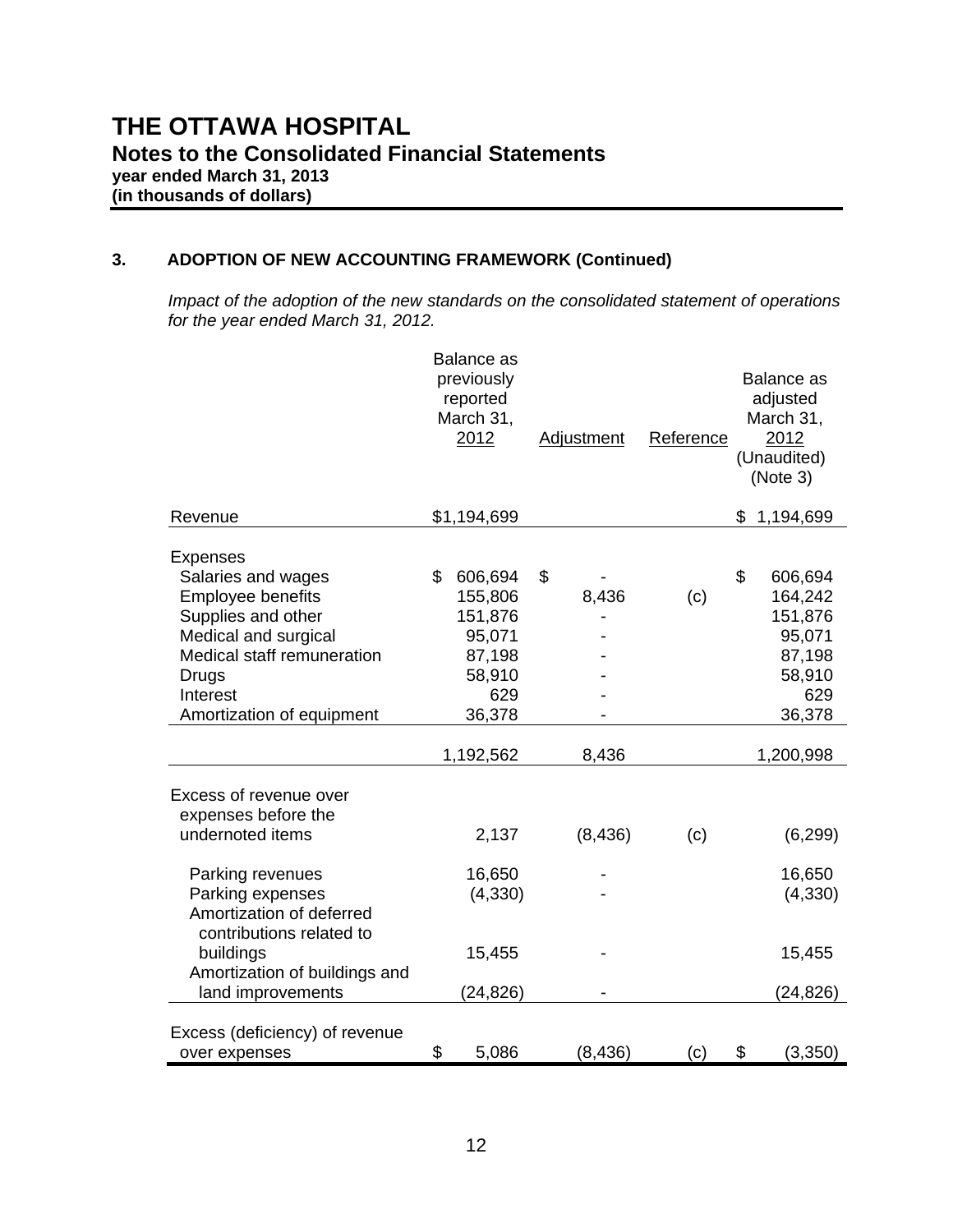# THE OTTAWA HOSPITAL

## Notes to the Consolidated Financial Statements

**year ended March 31, 2013**
**(in thousands of dollars)**

### 3. ADOPTION OF NEW ACCOUNTING FRAMEWORK (Continued)

*Impact of the adoption of the new standards on the consolidated statement of operations for the year ended March 31, 2012.*

| | Balance as previously reported March 31, 2012 | Adjustment | Reference | Balance as adjusted March 31, 2012 (Unaudited) (Note 3) |
|---|---|---|---|---|
| Revenue | $1,194,699 | | | $ 1,194,699 |
| **Expenses** | | | | |
| Salaries and wages | $ 606,694 | $ - | | $ 606,694 |
| Employee benefits | 155,806 | 8,436 | (c) | 164,242 |
| Supplies and other | 151,876 | - | | 151,876 |
| Medical and surgical | 95,071 | - | | 95,071 |
| Medical staff remuneration | 87,198 | - | | 87,198 |
| Drugs | 58,910 | - | | 58,910 |
| Interest | 629 | - | | 629 |
| Amortization of equipment | 36,378 | - | | 36,378 |
| | 1,192,562 | 8,436 | | 1,200,998 |
| Excess of revenue over expenses before the undernoted items | 2,137 | (8,436) | (c) | (6,299) |
| Parking revenues | 16,650 | - | | 16,650 |
| Parking expenses | (4,330) | - | | (4,330) |
| Amortization of deferred contributions related to buildings | 15,455 | - | | 15,455 |
| Amortization of buildings and land improvements | (24,826) | - | | (24,826) |
| Excess (deficiency) of revenue over expenses | $ 5,086 | (8,436) | (c) | $ (3,350) |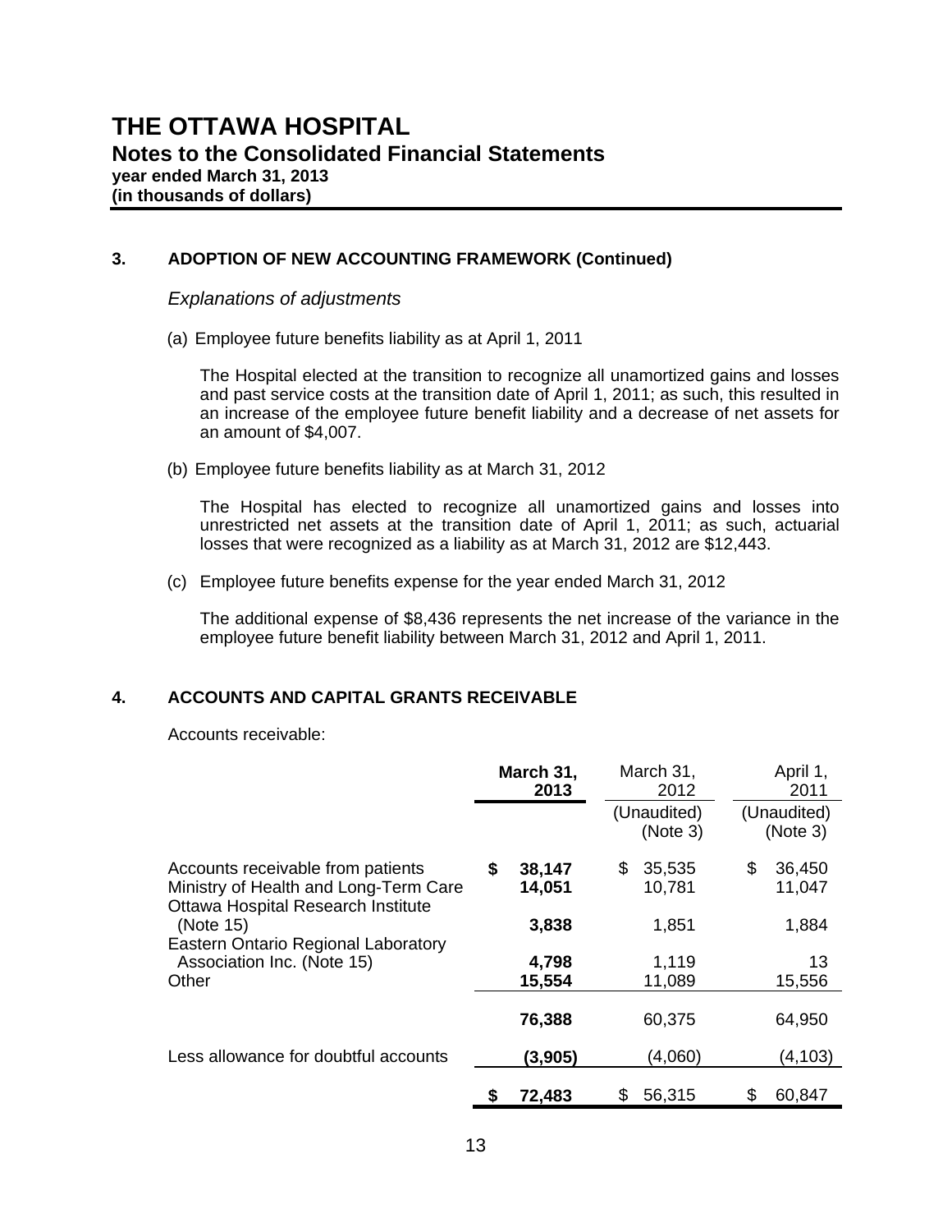# THE OTTAWA HOSPITAL

## Notes to the Consolidated Financial Statements

**year ended March 31, 2013**
**(in thousands of dollars)**

### 3. ADOPTION OF NEW ACCOUNTING FRAMEWORK (Continued)

*Explanations of adjustments*

(a) Employee future benefits liability as at April 1, 2011

The Hospital elected at the transition to recognize all unamortized gains and losses and past service costs at the transition date of April 1, 2011; as such, this resulted in an increase of the employee future benefit liability and a decrease of net assets for an amount of $4,007.

(b) Employee future benefits liability as at March 31, 2012

The Hospital has elected to recognize all unamortized gains and losses into unrestricted net assets at the transition date of April 1, 2011; as such, actuarial losses that were recognized as a liability as at March 31, 2012 are $12,443.

(c) Employee future benefits expense for the year ended March 31, 2012

The additional expense of $8,436 represents the net increase of the variance in the employee future benefit liability between March 31, 2012 and April 1, 2011.

### 4. ACCOUNTS AND CAPITAL GRANTS RECEIVABLE

Accounts receivable:

| | **March 31, 2013** | March 31, 2012 (Unaudited) (Note 3) | April 1, 2011 (Unaudited) (Note 3) |
|---|---|---|---|
| Accounts receivable from patients | **$ 38,147** | $ 35,535 | $ 36,450 |
| Ministry of Health and Long-Term Care | **14,051** | 10,781 | 11,047 |
| Ottawa Hospital Research Institute (Note 15) | **3,838** | 1,851 | 1,884 |
| Eastern Ontario Regional Laboratory Association Inc. (Note 15) | **4,798** | 1,119 | 13 |
| Other | **15,554** | 11,089 | 15,556 |
| | **76,388** | 60,375 | 64,950 |
| Less allowance for doubtful accounts | **(3,905)** | (4,060) | (4,103) |
| | **$ 72,483** | $ 56,315 | $ 60,847 |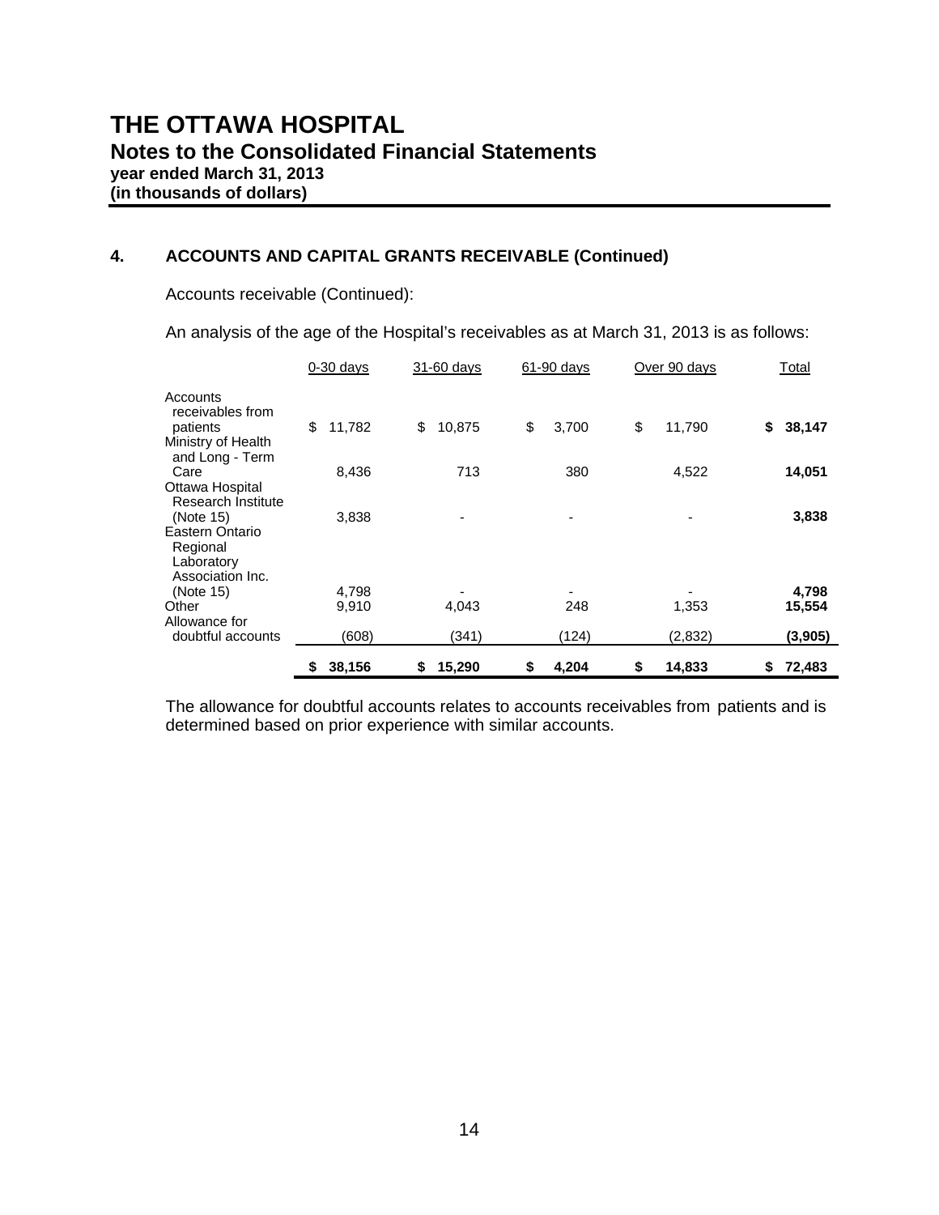# THE OTTAWA HOSPITAL

## Notes to the Consolidated Financial Statements

**year ended March 31, 2013**
**(in thousands of dollars)**

### 4. ACCOUNTS AND CAPITAL GRANTS RECEIVABLE (Continued)

Accounts receivable (Continued):

An analysis of the age of the Hospital's receivables as at March 31, 2013 is as follows:

| | 0-30 days | 31-60 days | 61-90 days | Over 90 days | Total |
|---|---|---|---|---|---|
| Accounts receivables from patients | $ 11,782 | $ 10,875 | $ 3,700 | $ 11,790 | **$ 38,147** |
| Ministry of Health and Long - Term Care | 8,436 | 713 | 380 | 4,522 | **14,051** |
| Ottawa Hospital Research Institute (Note 15) | 3,838 | - | - | - | **3,838** |
| Eastern Ontario Regional Laboratory Association Inc. (Note 15) | 4,798 | - | - | - | **4,798** |
| Other | 9,910 | 4,043 | 248 | 1,353 | **15,554** |
| Allowance for doubtful accounts | (608) | (341) | (124) | (2,832) | **(3,905)** |
| | **$ 38,156** | **$ 15,290** | **$ 4,204** | **$ 14,833** | **$ 72,483** |

The allowance for doubtful accounts relates to accounts receivables from patients and is determined based on prior experience with similar accounts.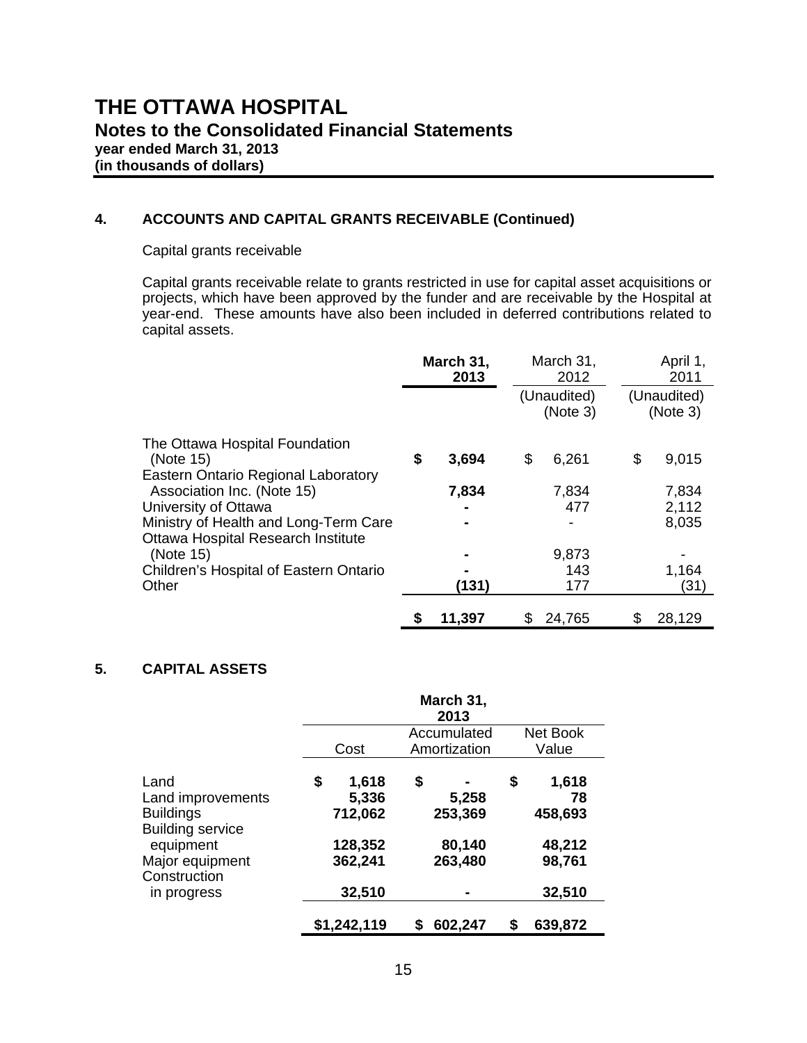# THE OTTAWA HOSPITAL

## Notes to the Consolidated Financial Statements

**year ended March 31, 2013**
**(in thousands of dollars)**

### 4. ACCOUNTS AND CAPITAL GRANTS RECEIVABLE (Continued)

Capital grants receivable

Capital grants receivable relate to grants restricted in use for capital asset acquisitions or projects, which have been approved by the funder and are receivable by the Hospital at year-end. These amounts have also been included in deferred contributions related to capital assets.

| | **March 31, 2013** | March 31, 2012 (Unaudited) (Note 3) | April 1, 2011 (Unaudited) (Note 3) |
|---|---|---|---|
| The Ottawa Hospital Foundation (Note 15) | **$ 3,694** | $ 6,261 | $ 9,015 |
| Eastern Ontario Regional Laboratory Association Inc. (Note 15) | **7,834** | 7,834 | 7,834 |
| University of Ottawa | **-** | 477 | 2,112 |
| Ministry of Health and Long-Term Care | **-** | - | 8,035 |
| Ottawa Hospital Research Institute (Note 15) | **-** | 9,873 | - |
| Children's Hospital of Eastern Ontario | **-** | 143 | 1,164 |
| Other | **(131)** | 177 | (31) |
| | **$ 11,397** | $ 24,765 | $ 28,129 |

### 5. CAPITAL ASSETS

| | **March 31, 2013** | | |
|---|---|---|---|
| | Cost | Accumulated Amortization | Net Book Value |
| Land | **$ 1,618** | **$ -** | **$ 1,618** |
| Land improvements | **5,336** | **5,258** | **78** |
| Buildings | **712,062** | **253,369** | **458,693** |
| Building service equipment | **128,352** | **80,140** | **48,212** |
| Major equipment | **362,241** | **263,480** | **98,761** |
| Construction in progress | **32,510** | **-** | **32,510** |
| | **$1,242,119** | **$ 602,247** | **$ 639,872** |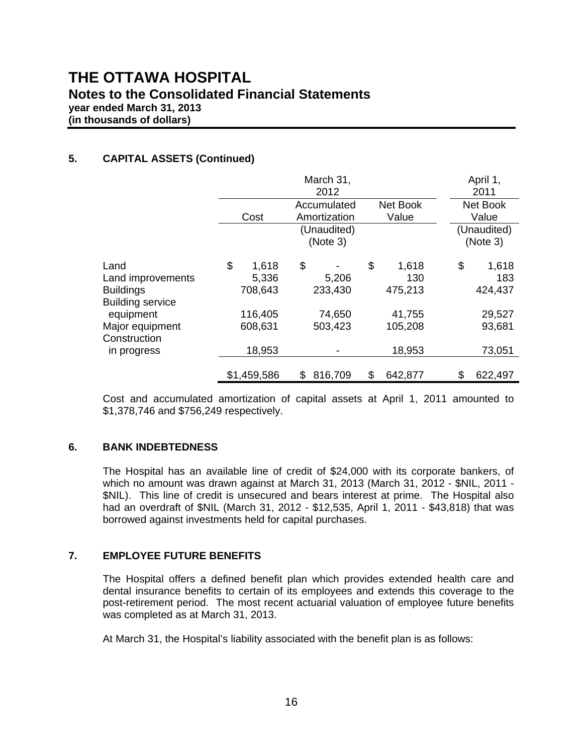# THE OTTAWA HOSPITAL

## Notes to the Consolidated Financial Statements

**year ended March 31, 2013**
**(in thousands of dollars)**

### 5. CAPITAL ASSETS (Continued)

| | March 31, 2012 | | | April 1, 2011 |
|---|---|---|---|---|
| | Cost | Accumulated Amortization (Unaudited) (Note 3) | Net Book Value | Net Book Value (Unaudited) (Note 3) |
| Land | $ 1,618 | $ - | $ 1,618 | $ 1,618 |
| Land improvements | 5,336 | 5,206 | 130 | 183 |
| Buildings | 708,643 | 233,430 | 475,213 | 424,437 |
| Building service equipment | 116,405 | 74,650 | 41,755 | 29,527 |
| Major equipment | 608,631 | 503,423 | 105,208 | 93,681 |
| Construction in progress | 18,953 | - | 18,953 | 73,051 |
| | $1,459,586 | $ 816,709 | $ 642,877 | $ 622,497 |

Cost and accumulated amortization of capital assets at April 1, 2011 amounted to $1,378,746 and $756,249 respectively.

### 6. BANK INDEBTEDNESS

The Hospital has an available line of credit of $24,000 with its corporate bankers, of which no amount was drawn against at March 31, 2013 (March 31, 2012 - $NIL, 2011 - $NIL). This line of credit is unsecured and bears interest at prime. The Hospital also had an overdraft of $NIL (March 31, 2012 - $12,535, April 1, 2011 - $43,818) that was borrowed against investments held for capital purchases.

### 7. EMPLOYEE FUTURE BENEFITS

The Hospital offers a defined benefit plan which provides extended health care and dental insurance benefits to certain of its employees and extends this coverage to the post-retirement period. The most recent actuarial valuation of employee future benefits was completed as at March 31, 2013.

At March 31, the Hospital's liability associated with the benefit plan is as follows: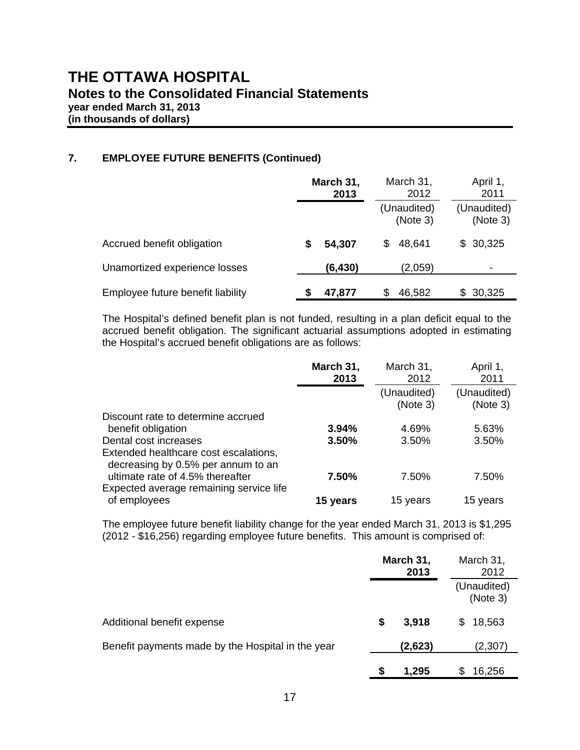# THE OTTAWA HOSPITAL

## Notes to the Consolidated Financial Statements

**year ended March 31, 2013**
**(in thousands of dollars)**

### 7. EMPLOYEE FUTURE BENEFITS (Continued)

| | **March 31, 2013** | March 31, 2012 (Unaudited) (Note 3) | April 1, 2011 (Unaudited) (Note 3) |
|---|---|---|---|
| Accrued benefit obligation | **$ 54,307** | $ 48,641 | $ 30,325 |
| Unamortized experience losses | **(6,430)** | (2,059) | - |
| Employee future benefit liability | **$ 47,877** | $ 46,582 | $ 30,325 |

The Hospital's defined benefit plan is not funded, resulting in a plan deficit equal to the accrued benefit obligation. The significant actuarial assumptions adopted in estimating the Hospital's accrued benefit obligations are as follows:

| | **March 31, 2013** | March 31, 2012 (Unaudited) (Note 3) | April 1, 2011 (Unaudited) (Note 3) |
|---|---|---|---|
| Discount rate to determine accrued benefit obligation | **3.94%** | 4.69% | 5.63% |
| Dental cost increases | **3.50%** | 3.50% | 3.50% |
| Extended healthcare cost escalations, decreasing by 0.5% per annum to an ultimate rate of 4.5% thereafter | **7.50%** | 7.50% | 7.50% |
| Expected average remaining service life of employees | **15 years** | 15 years | 15 years |

The employee future benefit liability change for the year ended March 31, 2013 is $1,295 (2012 - $16,256) regarding employee future benefits. This amount is comprised of:

| | **March 31, 2013** | March 31, 2012 (Unaudited) (Note 3) |
|---|---|---|
| Additional benefit expense | **$ 3,918** | $ 18,563 |
| Benefit payments made by the Hospital in the year | **(2,623)** | (2,307) |
| | **$ 1,295** | $ 16,256 |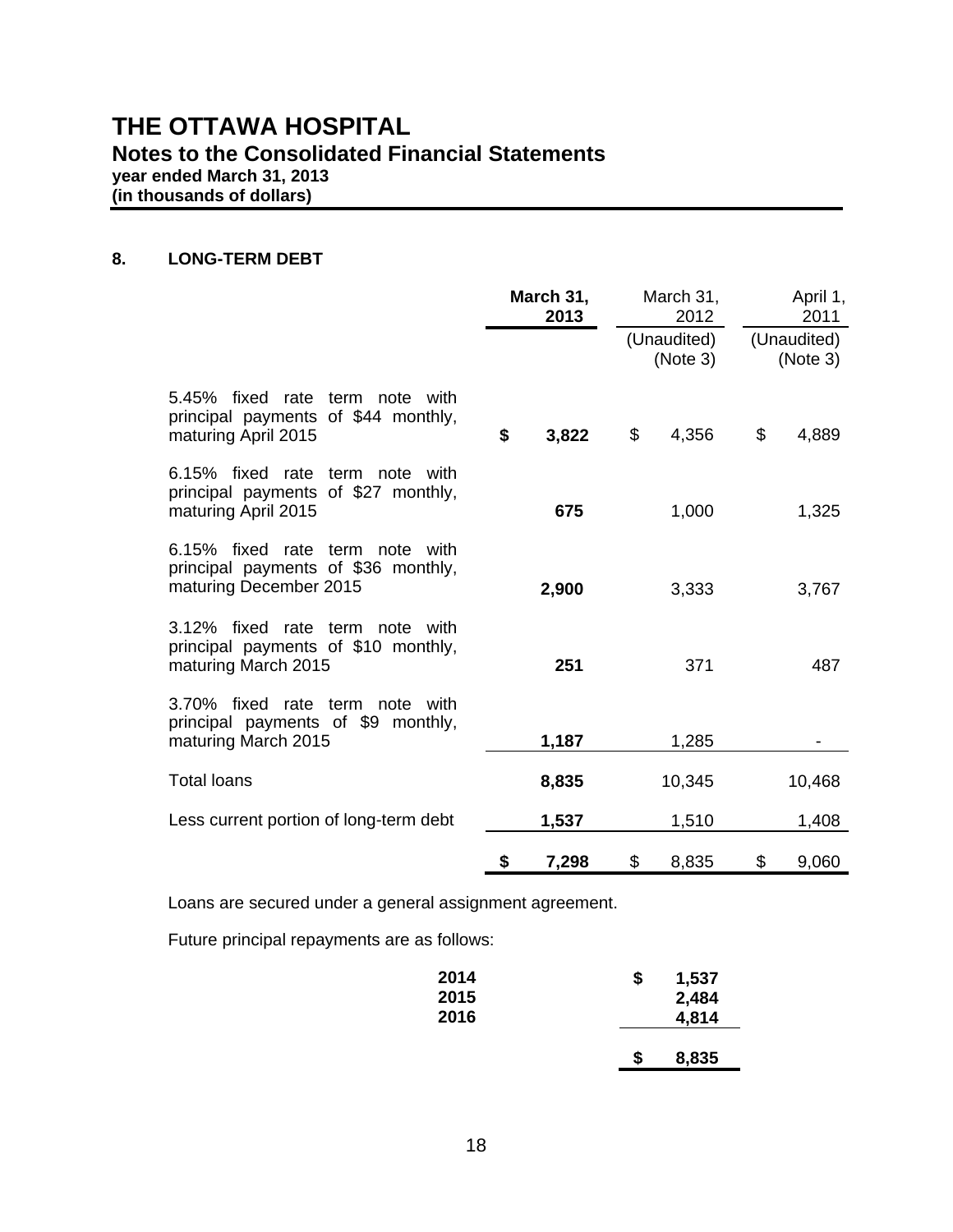# THE OTTAWA HOSPITAL

## Notes to the Consolidated Financial Statements

**year ended March 31, 2013**
**(in thousands of dollars)**

### 8. LONG-TERM DEBT

| | **March 31, 2013** | March 31, 2012 (Unaudited) (Note 3) | April 1, 2011 (Unaudited) (Note 3) |
|---|---|---|---|
| 5.45% fixed rate term note with principal payments of $44 monthly, maturing April 2015 | **$ 3,822** | $ 4,356 | $ 4,889 |
| 6.15% fixed rate term note with principal payments of $27 monthly, maturing April 2015 | **675** | 1,000 | 1,325 |
| 6.15% fixed rate term note with principal payments of $36 monthly, maturing December 2015 | **2,900** | 3,333 | 3,767 |
| 3.12% fixed rate term note with principal payments of $10 monthly, maturing March 2015 | **251** | 371 | 487 |
| 3.70% fixed rate term note with principal payments of $9 monthly, maturing March 2015 | **1,187** | 1,285 | - |
| Total loans | **8,835** | 10,345 | 10,468 |
| Less current portion of long-term debt | **1,537** | 1,510 | 1,408 |
| | **$ 7,298** | $ 8,835 | $ 9,060 |

Loans are secured under a general assignment agreement.

Future principal repayments are as follows:

| | |
|---|---|
| **2014** | **$ 1,537** |
| **2015** | **2,484** |
| **2016** | **4,814** |
| | **$ 8,835** |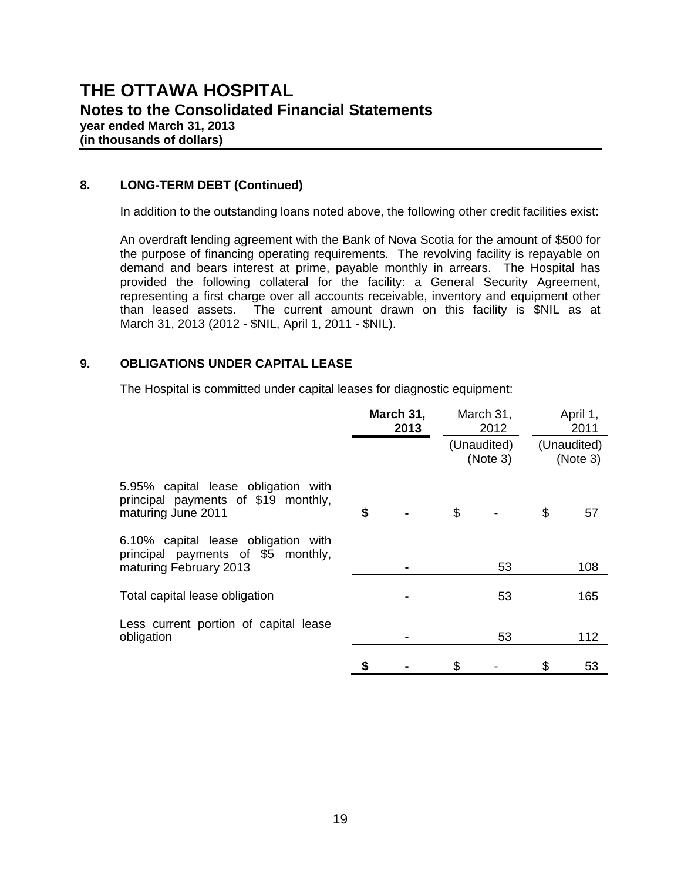# THE OTTAWA HOSPITAL
## Notes to the Consolidated Financial Statements
**year ended March 31, 2013**
**(in thousands of dollars)**

### 8. LONG-TERM DEBT (Continued)

In addition to the outstanding loans noted above, the following other credit facilities exist:

An overdraft lending agreement with the Bank of Nova Scotia for the amount of $500 for the purpose of financing operating requirements. The revolving facility is repayable on demand and bears interest at prime, payable monthly in arrears. The Hospital has provided the following collateral for the facility: a General Security Agreement, representing a first charge over all accounts receivable, inventory and equipment other than leased assets. The current amount drawn on this facility is $NIL as at March 31, 2013 (2012 - $NIL, April 1, 2011 - $NIL).

### 9. OBLIGATIONS UNDER CAPITAL LEASE

The Hospital is committed under capital leases for diagnostic equipment:

| | **March 31, 2013** | March 31, 2012 (Unaudited) (Note 3) | April 1, 2011 (Unaudited) (Note 3) |
|---|---|---|---|
| 5.95% capital lease obligation with principal payments of $19 monthly, maturing June 2011 | **$ -** | $ - | $ 57 |
| 6.10% capital lease obligation with principal payments of $5 monthly, maturing February 2013 | **-** | 53 | 108 |
| Total capital lease obligation | **-** | 53 | 165 |
| Less current portion of capital lease obligation | **-** | 53 | 112 |
| | **$ -** | $ - | $ 53 |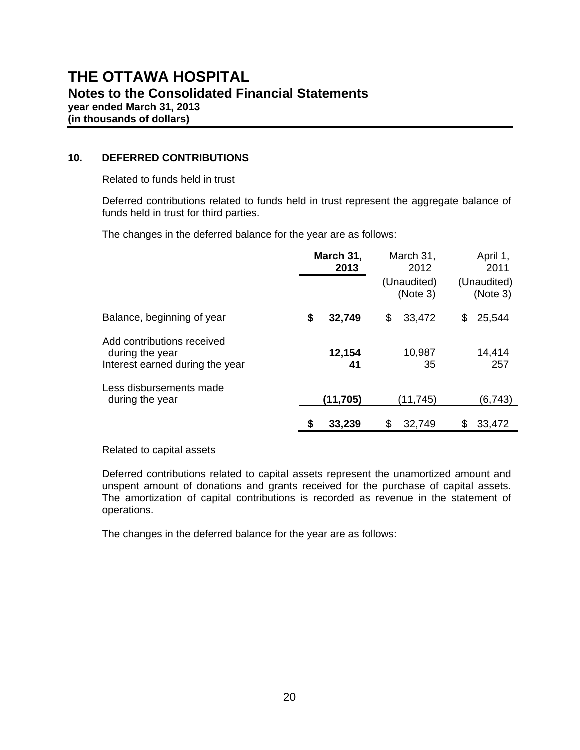## 10. DEFERRED CONTRIBUTIONS

Related to funds held in trust

Deferred contributions related to funds held in trust represent the aggregate balance of funds held in trust for third parties.

The changes in the deferred balance for the year are as follows:

| | **March 31, 2013** | March 31, 2012 (Unaudited) (Note 3) | April 1, 2011 (Unaudited) (Note 3) |
|---|---|---|---|
| Balance, beginning of year | **$ 32,749** | $ 33,472 | $ 25,544 |
| Add contributions received during the year | **12,154** | 10,987 | 14,414 |
| Interest earned during the year | **41** | 35 | 257 |
| Less disbursements made during the year | **(11,705)** | (11,745) | (6,743) |
| | **$ 33,239** | $ 32,749 | $ 33,472 |

Related to capital assets

Deferred contributions related to capital assets represent the unamortized amount and unspent amount of donations and grants received for the purchase of capital assets. The amortization of capital contributions is recorded as revenue in the statement of operations.

The changes in the deferred balance for the year are as follows: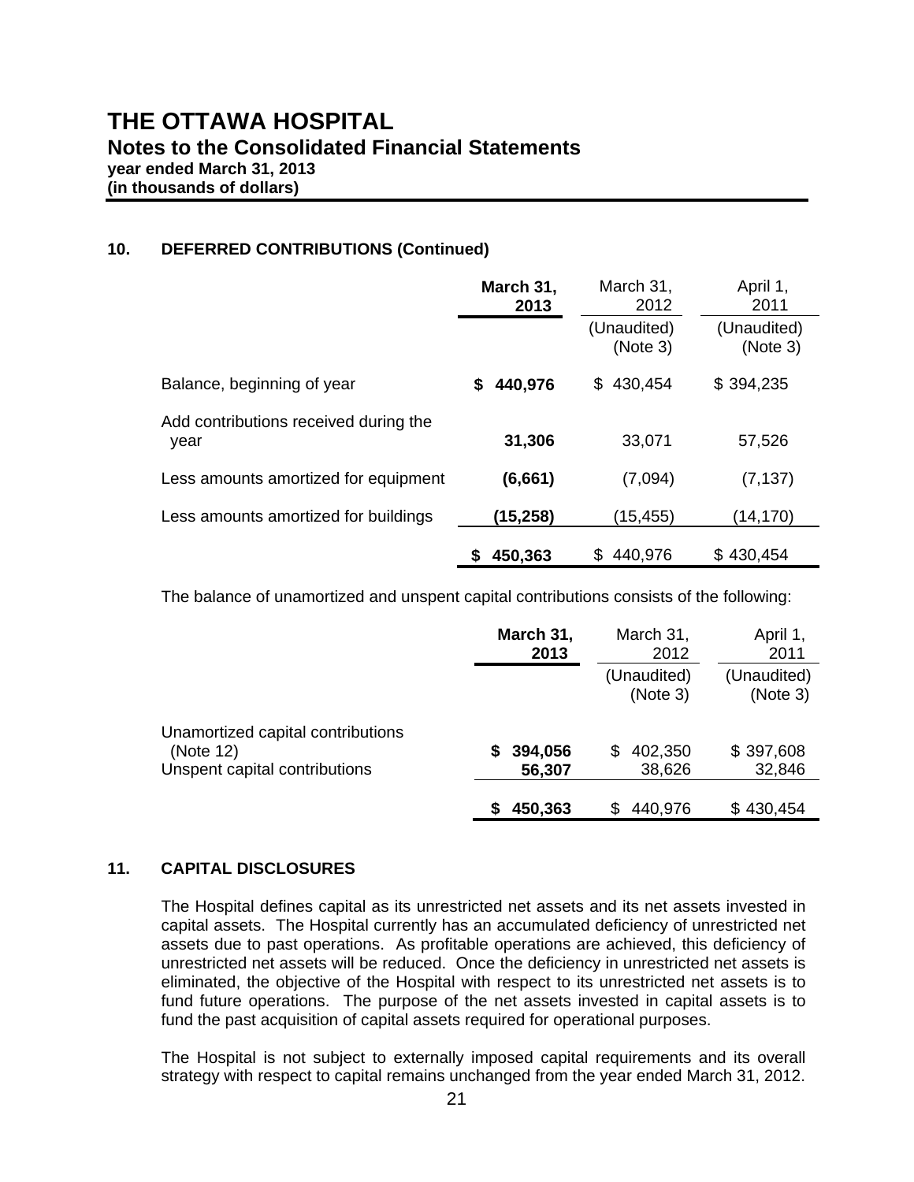# THE OTTAWA HOSPITAL

## Notes to the Consolidated Financial Statements

**year ended March 31, 2013**
**(in thousands of dollars)**

### 10. DEFERRED CONTRIBUTIONS (Continued)

| | **March 31, 2013** | March 31, 2012 (Unaudited) (Note 3) | April 1, 2011 (Unaudited) (Note 3) |
|---|---|---|---|
| Balance, beginning of year | **$ 440,976** | $ 430,454 | $ 394,235 |
| Add contributions received during the year | **31,306** | 33,071 | 57,526 |
| Less amounts amortized for equipment | **(6,661)** | (7,094) | (7,137) |
| Less amounts amortized for buildings | **(15,258)** | (15,455) | (14,170) |
| | **$ 450,363** | $ 440,976 | $ 430,454 |

The balance of unamortized and unspent capital contributions consists of the following:

| | **March 31, 2013** | March 31, 2012 (Unaudited) (Note 3) | April 1, 2011 (Unaudited) (Note 3) |
|---|---|---|---|
| Unamortized capital contributions (Note 12) | **$ 394,056** | $ 402,350 | $ 397,608 |
| Unspent capital contributions | **56,307** | 38,626 | 32,846 |
| | **$ 450,363** | $ 440,976 | $ 430,454 |

### 11. CAPITAL DISCLOSURES

The Hospital defines capital as its unrestricted net assets and its net assets invested in capital assets. The Hospital currently has an accumulated deficiency of unrestricted net assets due to past operations. As profitable operations are achieved, this deficiency of unrestricted net assets will be reduced. Once the deficiency in unrestricted net assets is eliminated, the objective of the Hospital with respect to its unrestricted net assets is to fund future operations. The purpose of the net assets invested in capital assets is to fund the past acquisition of capital assets required for operational purposes.

The Hospital is not subject to externally imposed capital requirements and its overall strategy with respect to capital remains unchanged from the year ended March 31, 2012.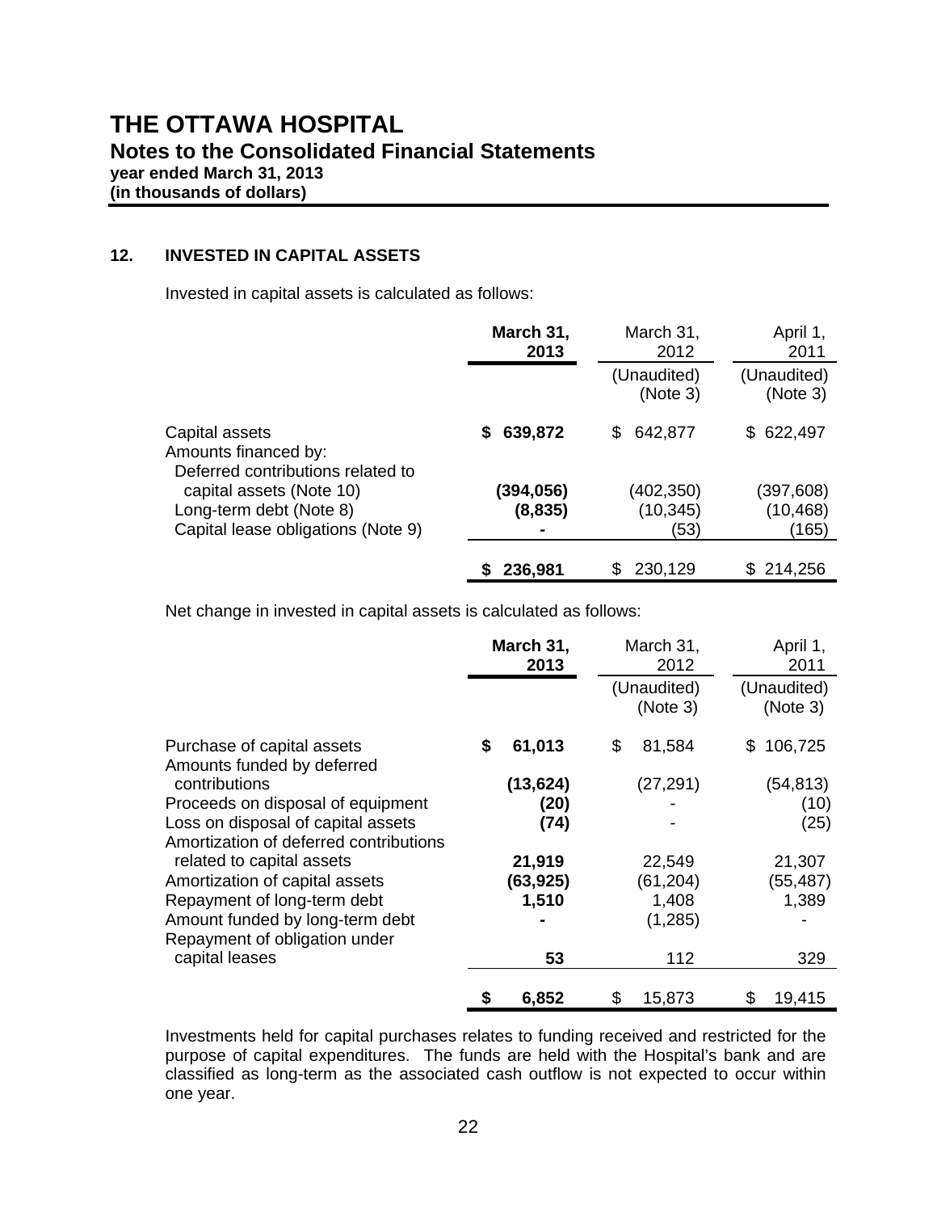# THE OTTAWA HOSPITAL

## Notes to the Consolidated Financial Statements

**year ended March 31, 2013**
**(in thousands of dollars)**

### 12. INVESTED IN CAPITAL ASSETS

Invested in capital assets is calculated as follows:

| | **March 31, 2013** | March 31, 2012 (Unaudited) (Note 3) | April 1, 2011 (Unaudited) (Note 3) |
|---|---|---|---|
| Capital assets | **$ 639,872** | $ 642,877 | $ 622,497 |
| Amounts financed by: | | | |
| Deferred contributions related to capital assets (Note 10) | **(394,056)** | (402,350) | (397,608) |
| Long-term debt (Note 8) | **(8,835)** | (10,345) | (10,468) |
| Capital lease obligations (Note 9) | **-** | (53) | (165) |
| | **$ 236,981** | $ 230,129 | $ 214,256 |

Net change in invested in capital assets is calculated as follows:

| | **March 31, 2013** | March 31, 2012 (Unaudited) (Note 3) | April 1, 2011 (Unaudited) (Note 3) |
|---|---|---|---|
| Purchase of capital assets | **$ 61,013** | $ 81,584 | $ 106,725 |
| Amounts funded by deferred contributions | **(13,624)** | (27,291) | (54,813) |
| Proceeds on disposal of equipment | **(20)** | - | (10) |
| Loss on disposal of capital assets | **(74)** | - | (25) |
| Amortization of deferred contributions related to capital assets | **21,919** | 22,549 | 21,307 |
| Amortization of capital assets | **(63,925)** | (61,204) | (55,487) |
| Repayment of long-term debt | **1,510** | 1,408 | 1,389 |
| Amount funded by long-term debt | **-** | (1,285) | - |
| Repayment of obligation under capital leases | **53** | 112 | 329 |
| | **$ 6,852** | $ 15,873 | $ 19,415 |

Investments held for capital purchases relates to funding received and restricted for the purpose of capital expenditures. The funds are held with the Hospital's bank and are classified as long-term as the associated cash outflow is not expected to occur within one year.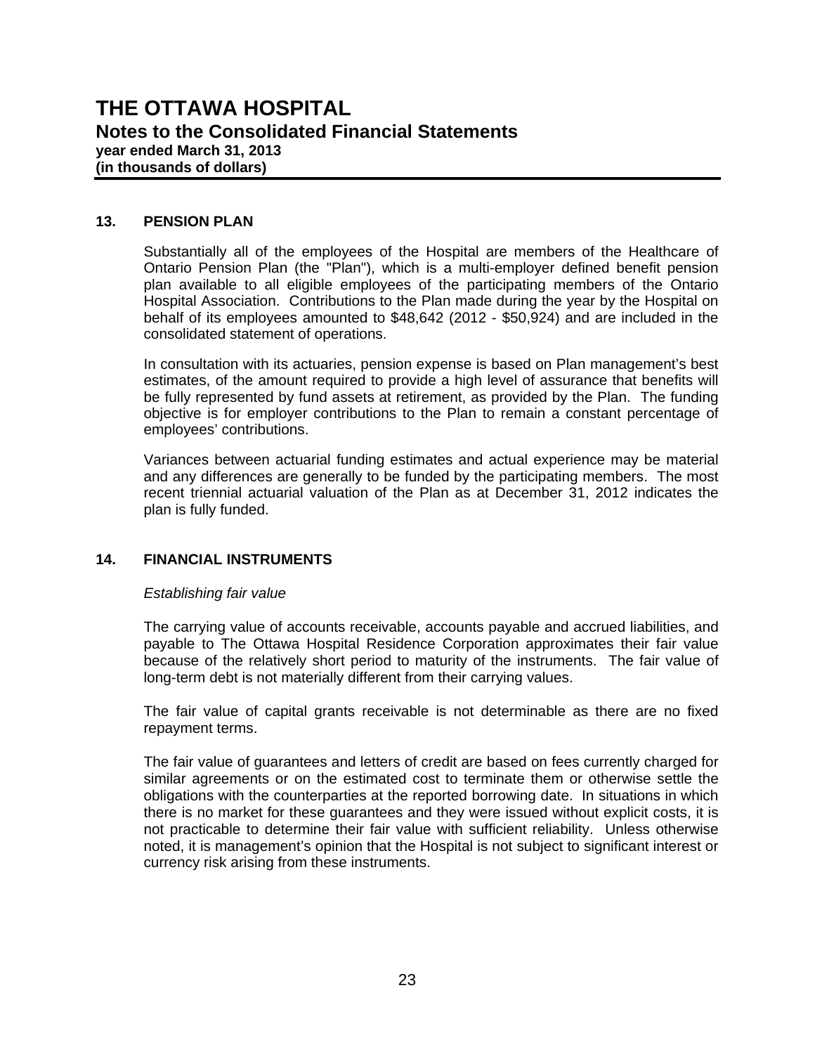## 13. PENSION PLAN

Substantially all of the employees of the Hospital are members of the Healthcare of Ontario Pension Plan (the "Plan"), which is a multi-employer defined benefit pension plan available to all eligible employees of the participating members of the Ontario Hospital Association. Contributions to the Plan made during the year by the Hospital on behalf of its employees amounted to $48,642 (2012 - $50,924) and are included in the consolidated statement of operations.

In consultation with its actuaries, pension expense is based on Plan management's best estimates, of the amount required to provide a high level of assurance that benefits will be fully represented by fund assets at retirement, as provided by the Plan. The funding objective is for employer contributions to the Plan to remain a constant percentage of employees' contributions.

Variances between actuarial funding estimates and actual experience may be material and any differences are generally to be funded by the participating members. The most recent triennial actuarial valuation of the Plan as at December 31, 2012 indicates the plan is fully funded.

## 14. FINANCIAL INSTRUMENTS

*Establishing fair value*

The carrying value of accounts receivable, accounts payable and accrued liabilities, and payable to The Ottawa Hospital Residence Corporation approximates their fair value because of the relatively short period to maturity of the instruments. The fair value of long-term debt is not materially different from their carrying values.

The fair value of capital grants receivable is not determinable as there are no fixed repayment terms.

The fair value of guarantees and letters of credit are based on fees currently charged for similar agreements or on the estimated cost to terminate them or otherwise settle the obligations with the counterparties at the reported borrowing date. In situations in which there is no market for these guarantees and they were issued without explicit costs, it is not practicable to determine their fair value with sufficient reliability. Unless otherwise noted, it is management's opinion that the Hospital is not subject to significant interest or currency risk arising from these instruments.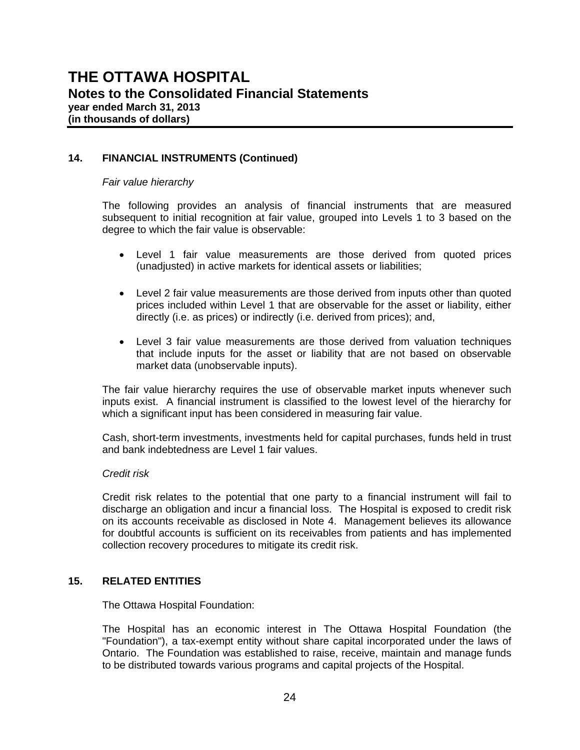## 14. FINANCIAL INSTRUMENTS (Continued)

*Fair value hierarchy*

The following provides an analysis of financial instruments that are measured subsequent to initial recognition at fair value, grouped into Levels 1 to 3 based on the degree to which the fair value is observable:

- Level 1 fair value measurements are those derived from quoted prices (unadjusted) in active markets for identical assets or liabilities;
- Level 2 fair value measurements are those derived from inputs other than quoted prices included within Level 1 that are observable for the asset or liability, either directly (i.e. as prices) or indirectly (i.e. derived from prices); and,
- Level 3 fair value measurements are those derived from valuation techniques that include inputs for the asset or liability that are not based on observable market data (unobservable inputs).

The fair value hierarchy requires the use of observable market inputs whenever such inputs exist. A financial instrument is classified to the lowest level of the hierarchy for which a significant input has been considered in measuring fair value.

Cash, short-term investments, investments held for capital purchases, funds held in trust and bank indebtedness are Level 1 fair values.

*Credit risk*

Credit risk relates to the potential that one party to a financial instrument will fail to discharge an obligation and incur a financial loss. The Hospital is exposed to credit risk on its accounts receivable as disclosed in Note 4. Management believes its allowance for doubtful accounts is sufficient on its receivables from patients and has implemented collection recovery procedures to mitigate its credit risk.

## 15. RELATED ENTITIES

The Ottawa Hospital Foundation:

The Hospital has an economic interest in The Ottawa Hospital Foundation (the "Foundation"), a tax-exempt entity without share capital incorporated under the laws of Ontario. The Foundation was established to raise, receive, maintain and manage funds to be distributed towards various programs and capital projects of the Hospital.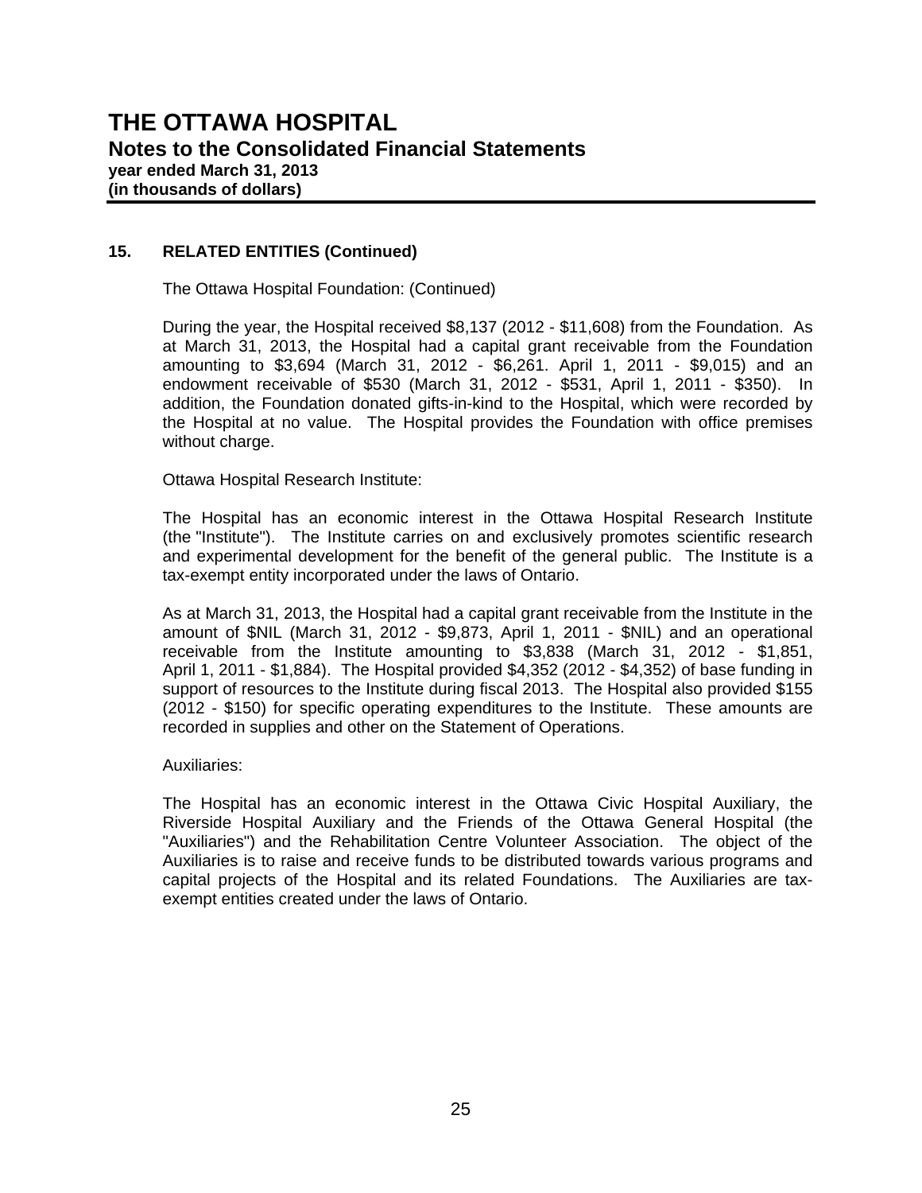# THE OTTAWA HOSPITAL
## Notes to the Consolidated Financial Statements
**year ended March 31, 2013**
**(in thousands of dollars)**

### 15. RELATED ENTITIES (Continued)

The Ottawa Hospital Foundation: (Continued)

During the year, the Hospital received $8,137 (2012 - $11,608) from the Foundation. As at March 31, 2013, the Hospital had a capital grant receivable from the Foundation amounting to $3,694 (March 31, 2012 - $6,261. April 1, 2011 - $9,015) and an endowment receivable of $530 (March 31, 2012 - $531, April 1, 2011 - $350). In addition, the Foundation donated gifts-in-kind to the Hospital, which were recorded by the Hospital at no value. The Hospital provides the Foundation with office premises without charge.

Ottawa Hospital Research Institute:

The Hospital has an economic interest in the Ottawa Hospital Research Institute (the "Institute"). The Institute carries on and exclusively promotes scientific research and experimental development for the benefit of the general public. The Institute is a tax-exempt entity incorporated under the laws of Ontario.

As at March 31, 2013, the Hospital had a capital grant receivable from the Institute in the amount of $NIL (March 31, 2012 - $9,873, April 1, 2011 - $NIL) and an operational receivable from the Institute amounting to $3,838 (March 31, 2012 - $1,851, April 1, 2011 - $1,884). The Hospital provided $4,352 (2012 - $4,352) of base funding in support of resources to the Institute during fiscal 2013. The Hospital also provided $155 (2012 - $150) for specific operating expenditures to the Institute. These amounts are recorded in supplies and other on the Statement of Operations.

Auxiliaries:

The Hospital has an economic interest in the Ottawa Civic Hospital Auxiliary, the Riverside Hospital Auxiliary and the Friends of the Ottawa General Hospital (the "Auxiliaries") and the Rehabilitation Centre Volunteer Association. The object of the Auxiliaries is to raise and receive funds to be distributed towards various programs and capital projects of the Hospital and its related Foundations. The Auxiliaries are tax-exempt entities created under the laws of Ontario.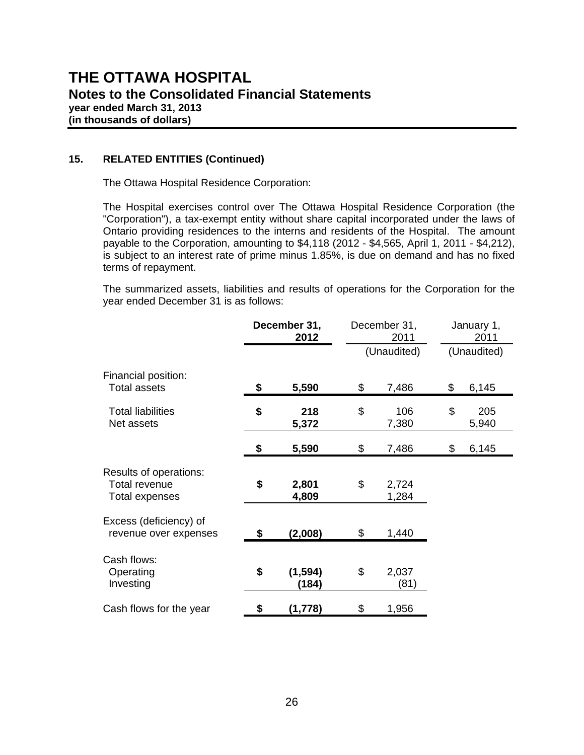# THE OTTAWA HOSPITAL

## Notes to the Consolidated Financial Statements

**year ended March 31, 2013**
**(in thousands of dollars)**

### 15. RELATED ENTITIES (Continued)

The Ottawa Hospital Residence Corporation:

The Hospital exercises control over The Ottawa Hospital Residence Corporation (the "Corporation"), a tax-exempt entity without share capital incorporated under the laws of Ontario providing residences to the interns and residents of the Hospital. The amount payable to the Corporation, amounting to $4,118 (2012 - $4,565, April 1, 2011 - $4,212), is subject to an interest rate of prime minus 1.85%, is due on demand and has no fixed terms of repayment.

The summarized assets, liabilities and results of operations for the Corporation for the year ended December 31 is as follows:

| | **December 31, 2012** | December 31, 2011 (Unaudited) | January 1, 2011 (Unaudited) |
|---|---|---|---|
| Financial position: | | | |
| Total assets | **$ 5,590** | $ 7,486 | $ 6,145 |
| Total liabilities | **$ 218** | $ 106 | $ 205 |
| Net assets | **5,372** | 7,380 | 5,940 |
| | **$ 5,590** | $ 7,486 | $ 6,145 |
| Results of operations: | | | |
| Total revenue | **$ 2,801** | $ 2,724 | |
| Total expenses | **4,809** | 1,284 | |
| Excess (deficiency) of revenue over expenses | **$ (2,008)** | $ 1,440 | |
| Cash flows: | | | |
| Operating | **$ (1,594)** | $ 2,037 | |
| Investing | **(184)** | (81) | |
| Cash flows for the year | **$ (1,778)** | $ 1,956 | |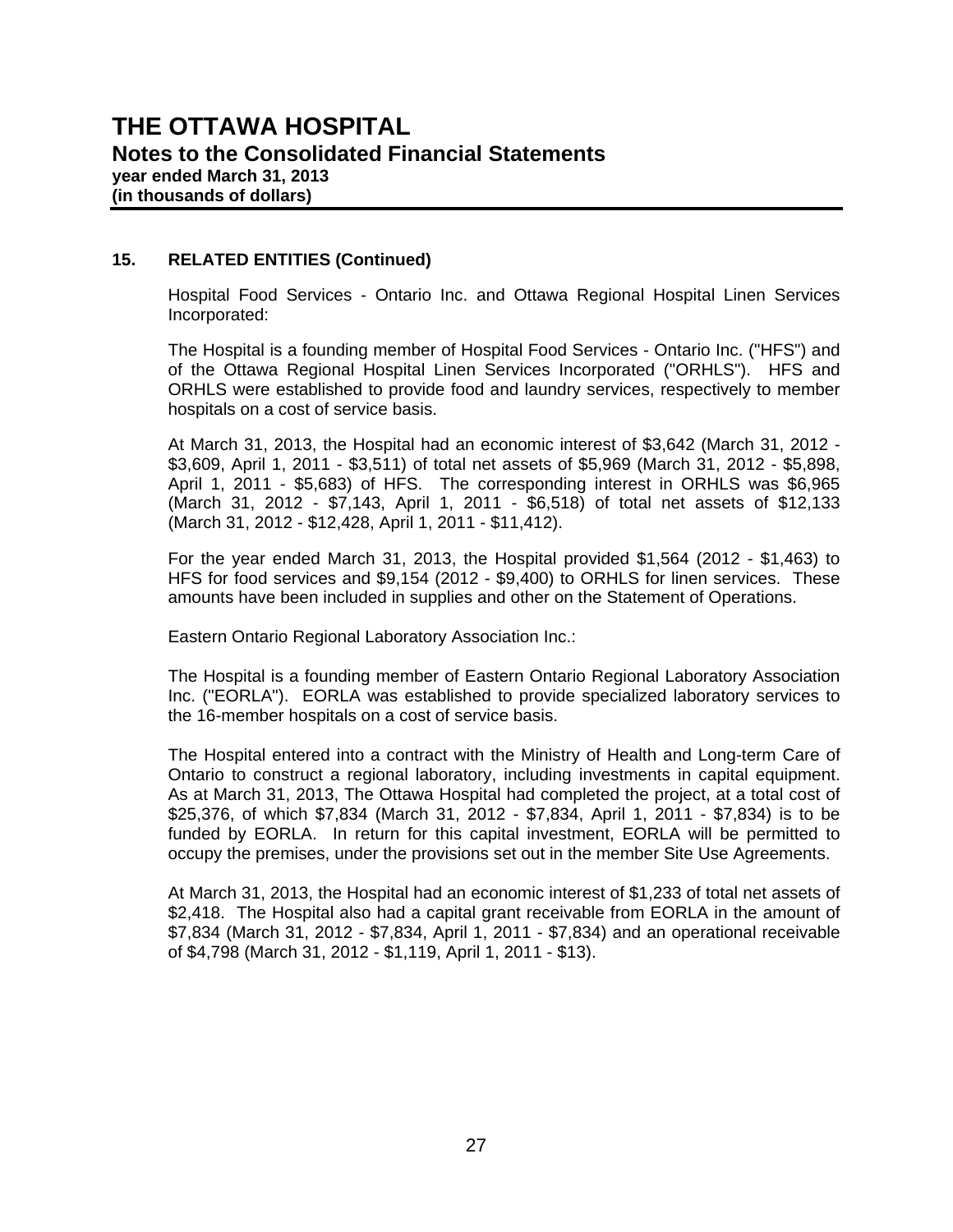## 15. RELATED ENTITIES (Continued)

Hospital Food Services - Ontario Inc. and Ottawa Regional Hospital Linen Services Incorporated:

The Hospital is a founding member of Hospital Food Services - Ontario Inc. ("HFS") and of the Ottawa Regional Hospital Linen Services Incorporated ("ORHLS"). HFS and ORHLS were established to provide food and laundry services, respectively to member hospitals on a cost of service basis.

At March 31, 2013, the Hospital had an economic interest of $3,642 (March 31, 2012 - $3,609, April 1, 2011 - $3,511) of total net assets of $5,969 (March 31, 2012 - $5,898, April 1, 2011 - $5,683) of HFS. The corresponding interest in ORHLS was $6,965 (March 31, 2012 - $7,143, April 1, 2011 - $6,518) of total net assets of $12,133 (March 31, 2012 - $12,428, April 1, 2011 - $11,412).

For the year ended March 31, 2013, the Hospital provided $1,564 (2012 - $1,463) to HFS for food services and $9,154 (2012 - $9,400) to ORHLS for linen services. These amounts have been included in supplies and other on the Statement of Operations.

Eastern Ontario Regional Laboratory Association Inc.:

The Hospital is a founding member of Eastern Ontario Regional Laboratory Association Inc. ("EORLA"). EORLA was established to provide specialized laboratory services to the 16-member hospitals on a cost of service basis.

The Hospital entered into a contract with the Ministry of Health and Long-term Care of Ontario to construct a regional laboratory, including investments in capital equipment. As at March 31, 2013, The Ottawa Hospital had completed the project, at a total cost of $25,376, of which $7,834 (March 31, 2012 - $7,834, April 1, 2011 - $7,834) is to be funded by EORLA. In return for this capital investment, EORLA will be permitted to occupy the premises, under the provisions set out in the member Site Use Agreements.

At March 31, 2013, the Hospital had an economic interest of $1,233 of total net assets of $2,418. The Hospital also had a capital grant receivable from EORLA in the amount of $7,834 (March 31, 2012 - $7,834, April 1, 2011 - $7,834) and an operational receivable of $4,798 (March 31, 2012 - $1,119, April 1, 2011 - $13).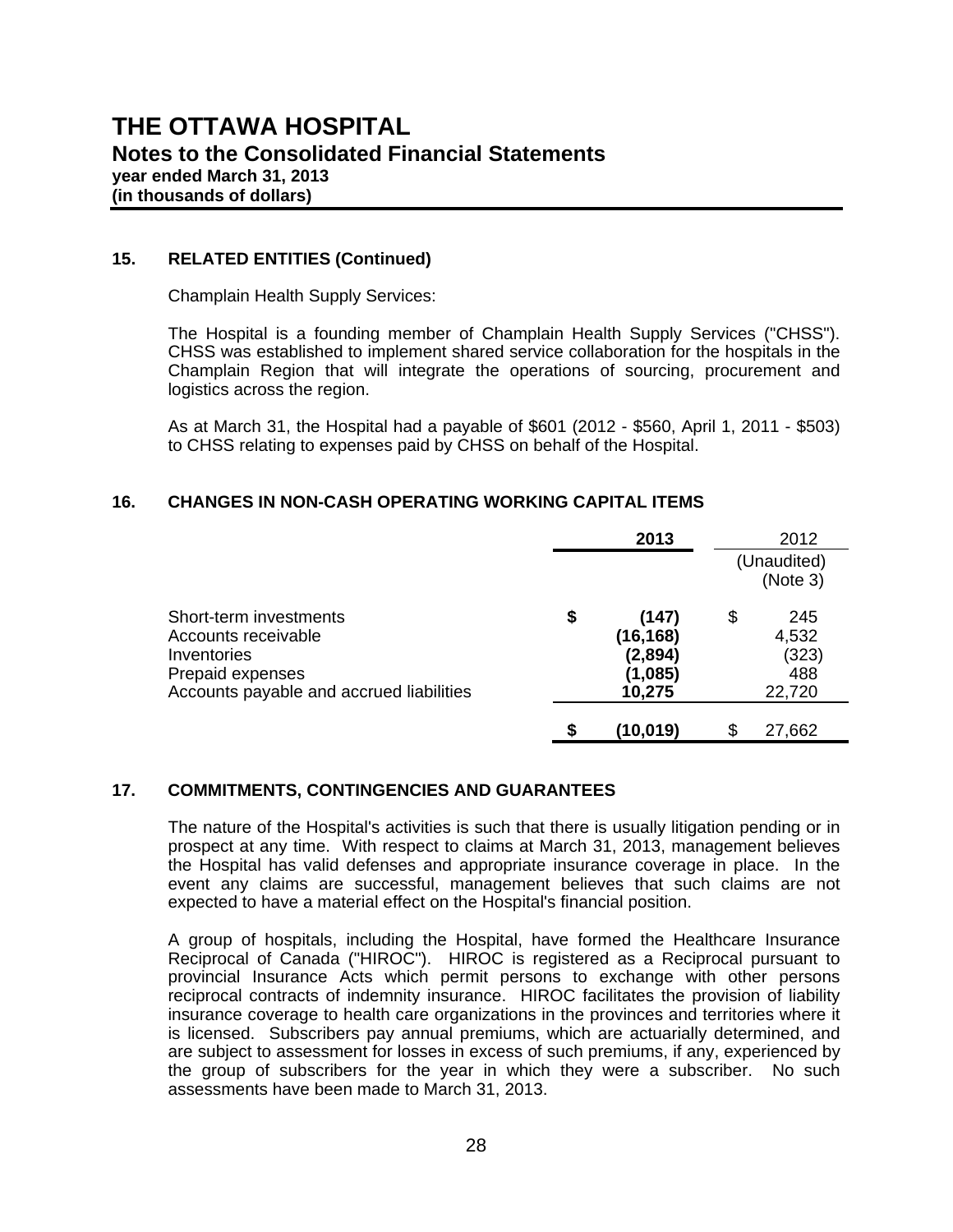# THE OTTAWA HOSPITAL

## Notes to the Consolidated Financial Statements

**year ended March 31, 2013**
**(in thousands of dollars)**

### 15. RELATED ENTITIES (Continued)

Champlain Health Supply Services:

The Hospital is a founding member of Champlain Health Supply Services ("CHSS"). CHSS was established to implement shared service collaboration for the hospitals in the Champlain Region that will integrate the operations of sourcing, procurement and logistics across the region.

As at March 31, the Hospital had a payable of $601 (2012 - $560, April 1, 2011 - $503) to CHSS relating to expenses paid by CHSS on behalf of the Hospital.

### 16. CHANGES IN NON-CASH OPERATING WORKING CAPITAL ITEMS

| | **2013** | 2012 (Unaudited) (Note 3) |
|---|---|---|
| Short-term investments | **$ (147)** | $ 245 |
| Accounts receivable | **(16,168)** | 4,532 |
| Inventories | **(2,894)** | (323) |
| Prepaid expenses | **(1,085)** | 488 |
| Accounts payable and accrued liabilities | **10,275** | 22,720 |
| | **$ (10,019)** | $ 27,662 |

### 17. COMMITMENTS, CONTINGENCIES AND GUARANTEES

The nature of the Hospital's activities is such that there is usually litigation pending or in prospect at any time. With respect to claims at March 31, 2013, management believes the Hospital has valid defenses and appropriate insurance coverage in place. In the event any claims are successful, management believes that such claims are not expected to have a material effect on the Hospital's financial position.

A group of hospitals, including the Hospital, have formed the Healthcare Insurance Reciprocal of Canada ("HIROC"). HIROC is registered as a Reciprocal pursuant to provincial Insurance Acts which permit persons to exchange with other persons reciprocal contracts of indemnity insurance. HIROC facilitates the provision of liability insurance coverage to health care organizations in the provinces and territories where it is licensed. Subscribers pay annual premiums, which are actuarially determined, and are subject to assessment for losses in excess of such premiums, if any, experienced by the group of subscribers for the year in which they were a subscriber. No such assessments have been made to March 31, 2013.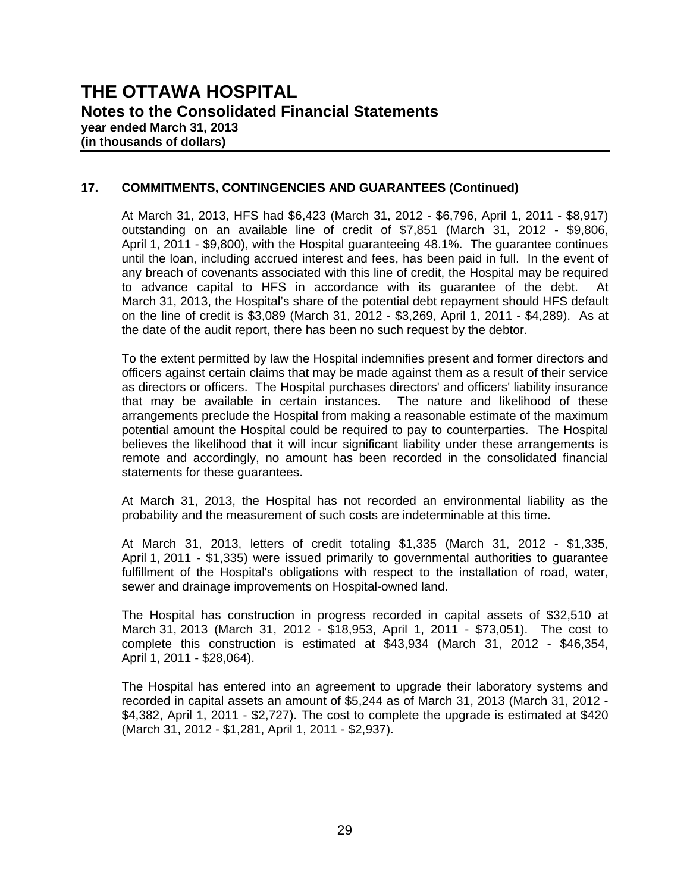## 17. COMMITMENTS, CONTINGENCIES AND GUARANTEES (Continued)

At March 31, 2013, HFS had $6,423 (March 31, 2012 - $6,796, April 1, 2011 - $8,917) outstanding on an available line of credit of $7,851 (March 31, 2012 - $9,806, April 1, 2011 - $9,800), with the Hospital guaranteeing 48.1%. The guarantee continues until the loan, including accrued interest and fees, has been paid in full. In the event of any breach of covenants associated with this line of credit, the Hospital may be required to advance capital to HFS in accordance with its guarantee of the debt. At March 31, 2013, the Hospital's share of the potential debt repayment should HFS default on the line of credit is $3,089 (March 31, 2012 - $3,269, April 1, 2011 - $4,289). As at the date of the audit report, there has been no such request by the debtor.

To the extent permitted by law the Hospital indemnifies present and former directors and officers against certain claims that may be made against them as a result of their service as directors or officers. The Hospital purchases directors' and officers' liability insurance that may be available in certain instances. The nature and likelihood of these arrangements preclude the Hospital from making a reasonable estimate of the maximum potential amount the Hospital could be required to pay to counterparties. The Hospital believes the likelihood that it will incur significant liability under these arrangements is remote and accordingly, no amount has been recorded in the consolidated financial statements for these guarantees.

At March 31, 2013, the Hospital has not recorded an environmental liability as the probability and the measurement of such costs are indeterminable at this time.

At March 31, 2013, letters of credit totaling $1,335 (March 31, 2012 - $1,335, April 1, 2011 - $1,335) were issued primarily to governmental authorities to guarantee fulfillment of the Hospital's obligations with respect to the installation of road, water, sewer and drainage improvements on Hospital-owned land.

The Hospital has construction in progress recorded in capital assets of $32,510 at March 31, 2013 (March 31, 2012 - $18,953, April 1, 2011 - $73,051). The cost to complete this construction is estimated at $43,934 (March 31, 2012 - $46,354, April 1, 2011 - $28,064).

The Hospital has entered into an agreement to upgrade their laboratory systems and recorded in capital assets an amount of $5,244 as of March 31, 2013 (March 31, 2012 - $4,382, April 1, 2011 - $2,727). The cost to complete the upgrade is estimated at $420 (March 31, 2012 - $1,281, April 1, 2011 - $2,937).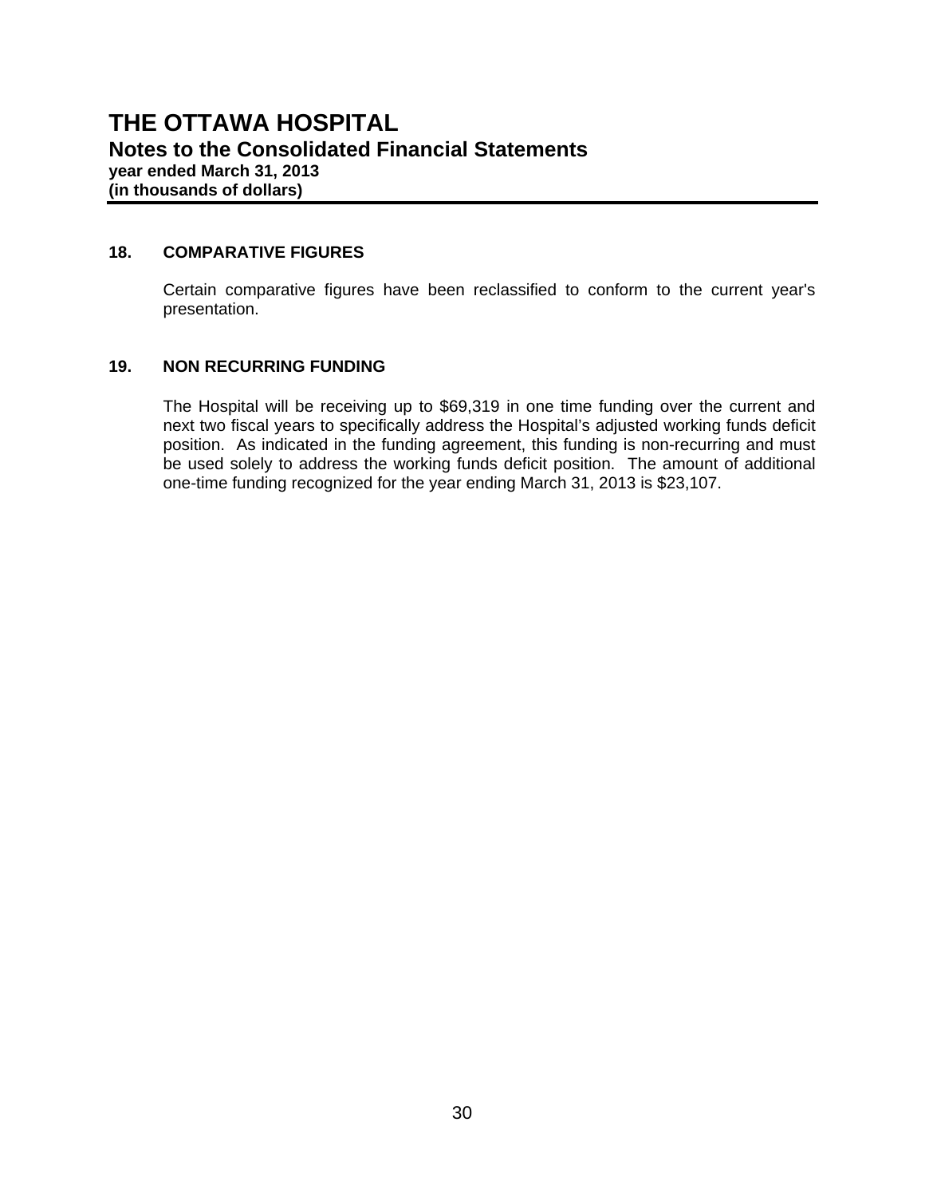# THE OTTAWA HOSPITAL

## Notes to the Consolidated Financial Statements

**year ended March 31, 2013**
**(in thousands of dollars)**

### 18. COMPARATIVE FIGURES

Certain comparative figures have been reclassified to conform to the current year's presentation.

### 19. NON RECURRING FUNDING

The Hospital will be receiving up to $69,319 in one time funding over the current and next two fiscal years to specifically address the Hospital's adjusted working funds deficit position. As indicated in the funding agreement, this funding is non-recurring and must be used solely to address the working funds deficit position. The amount of additional one-time funding recognized for the year ending March 31, 2013 is $23,107.